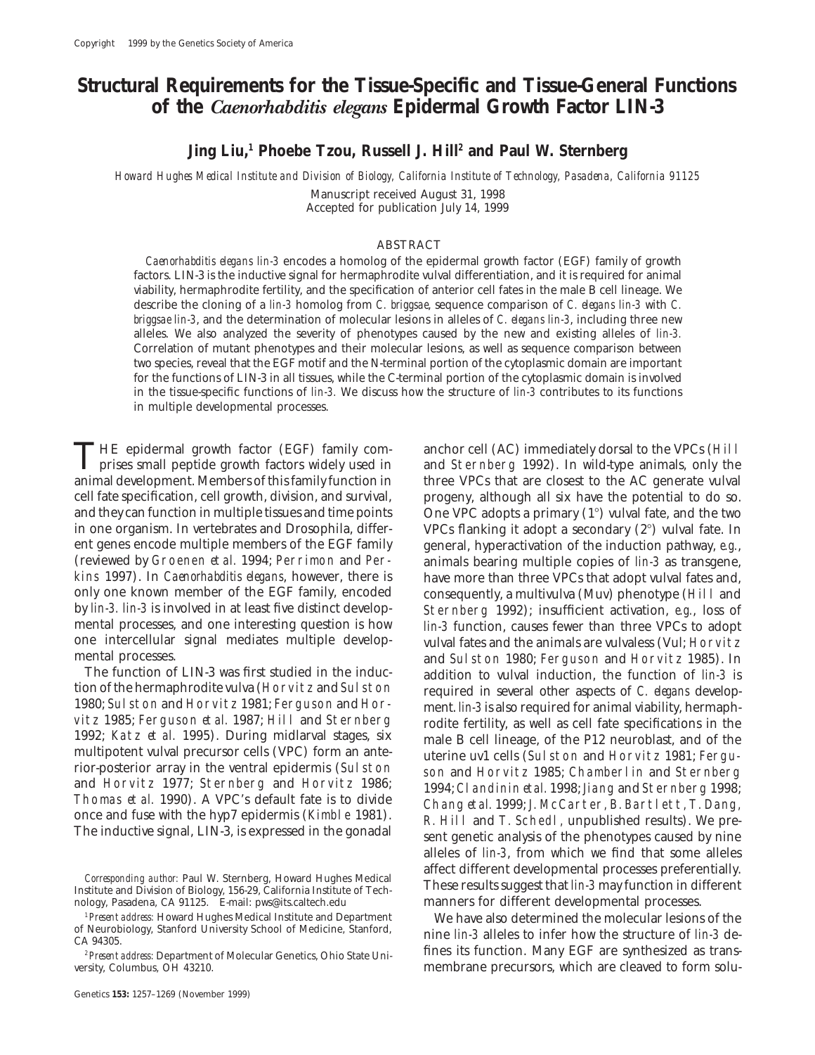Copyright 1999 by the Genetics Society of America

# Structural Requirements for the Tissue-Specific and Tissue-General Functions of the *Caenorhabditis elegans* Epidermal Growth Factor LIN-3

**Jing Liu,[1] Phoebe Tzou, Russell J. Hill[2] and Paul W. Sternberg**

*Howard Hughes Medical Institute and Division of Biology, California Institute of Technology, Pasadena, California 91125*

Manuscript received August 31, 1998
Accepted for publication July 14, 1999

## ABSTRACT

*Caenorhabditis elegans lin-3* encodes a homolog of the epidermal growth factor (EGF) family of growth factors. LIN-3 is the inductive signal for hermaphrodite vulval differentiation, and it is required for animal viability, hermaphrodite fertility, and the specification of anterior cell fates in the male B cell lineage. We describe the cloning of a *lin-3* homolog from *C. briggsae*, sequence comparison of *C. elegans lin-3* with *C. briggsae lin-3*, and the determination of molecular lesions in alleles of *C. elegans lin-3*, including three new alleles. We also analyzed the severity of phenotypes caused by the new and existing alleles of *lin-3*. Correlation of mutant phenotypes and their molecular lesions, as well as sequence comparison between two species, reveal that the EGF motif and the N-terminal portion of the cytoplasmic domain are important for the functions of LIN-3 in all tissues, while the C-terminal portion of the cytoplasmic domain is involved in the tissue-specific functions of *lin-3*. We discuss how the structure of *lin-3* contributes to its functions in multiple developmental processes.

THE epidermal growth factor (EGF) family comprises small peptide growth factors widely used in animal development. Members of this family function in cell fate specification, cell growth, division, and survival, and they can function in multiple tissues and time points in one organism. In vertebrates and Drosophila, different genes encode multiple members of the EGF family (reviewed by Groenen *et al.* 1994; Perrimon and Perkins 1997). In *Caenorhabditis elegans*, however, there is only one known member of the EGF family, encoded by *lin-3*. *lin-3* is involved in at least five distinct developmental processes, and one interesting question is how one intercellular signal mediates multiple developmental processes.

The function of LIN-3 was first studied in the induction of the hermaphrodite vulva (Horvitz and Sulston 1980; Sulston and Horvitz 1981; Ferguson and Horvitz 1985; Ferguson *et al.* 1987; Hill and Sternberg 1992; Katz *et al.* 1995). During midlarval stages, six multipotent vulval precursor cells (VPC) form an anterior-posterior array in the ventral epidermis (Sulston and Horvitz 1977; Sternberg and Horvitz 1986; Thomas *et al.* 1990). A VPC's default fate is to divide once and fuse with the hyp7 epidermis (Kimble 1981). The inductive signal, LIN-3, is expressed in the gonadal anchor cell (AC) immediately dorsal to the VPCs (Hill and Sternberg 1992). In wild-type animals, only the three VPCs that are closest to the AC generate vulval progeny, although all six have the potential to do so. One VPC adopts a primary (1°) vulval fate, and the two VPCs flanking it adopt a secondary (2°) vulval fate. In general, hyperactivation of the induction pathway, *e.g.*, animals bearing multiple copies of *lin-3* as transgene, have more than three VPCs that adopt vulval fates and, consequently, a multivulva (Muv) phenotype (Hill and Sternberg 1992); insufficient activation, *e.g.*, loss of *lin-3* function, causes fewer than three VPCs to adopt vulval fates and the animals are vulvaless (Vul; Horvitz and Sulston 1980; Ferguson and Horvitz 1985). In addition to vulval induction, the function of *lin-3* is required in several other aspects of *C. elegans* development. *lin-3* is also required for animal viability, hermaphrodite fertility, as well as cell fate specifications in the male B cell lineage, of the P12 neuroblast, and of the uterine uv1 cells (Sulston and Horvitz 1981; Ferguson and Horvitz 1985; Chamberlin and Sternberg 1994; Clandinin *et al.* 1998; Jiang and Sternberg 1998; Chang *et al.* 1999; J. McCarter, B. Bartlett, T. Dang, R. Hill and T. Schedl, unpublished results). We present genetic analysis of the phenotypes caused by nine alleles of *lin-3*, from which we find that some alleles affect different developmental processes preferentially. These results suggest that *lin-3* may function in different manners for different developmental processes.

We have also determined the molecular lesions of the nine *lin-3* alleles to infer how the structure of *lin-3* defines its function. Many EGF are synthesized as transmembrane precursors, which are cleaved to form solu-

*Corresponding author:* Paul W. Sternberg, Howard Hughes Medical Institute and Division of Biology, 156-29, California Institute of Technology, Pasadena, CA 91125. E-mail: pws@its.caltech.edu

[1] *Present address:* Howard Hughes Medical Institute and Department of Neurobiology, Stanford University School of Medicine, Stanford, CA 94305.

[2] *Present address:* Department of Molecular Genetics, Ohio State University, Columbus, OH 43210.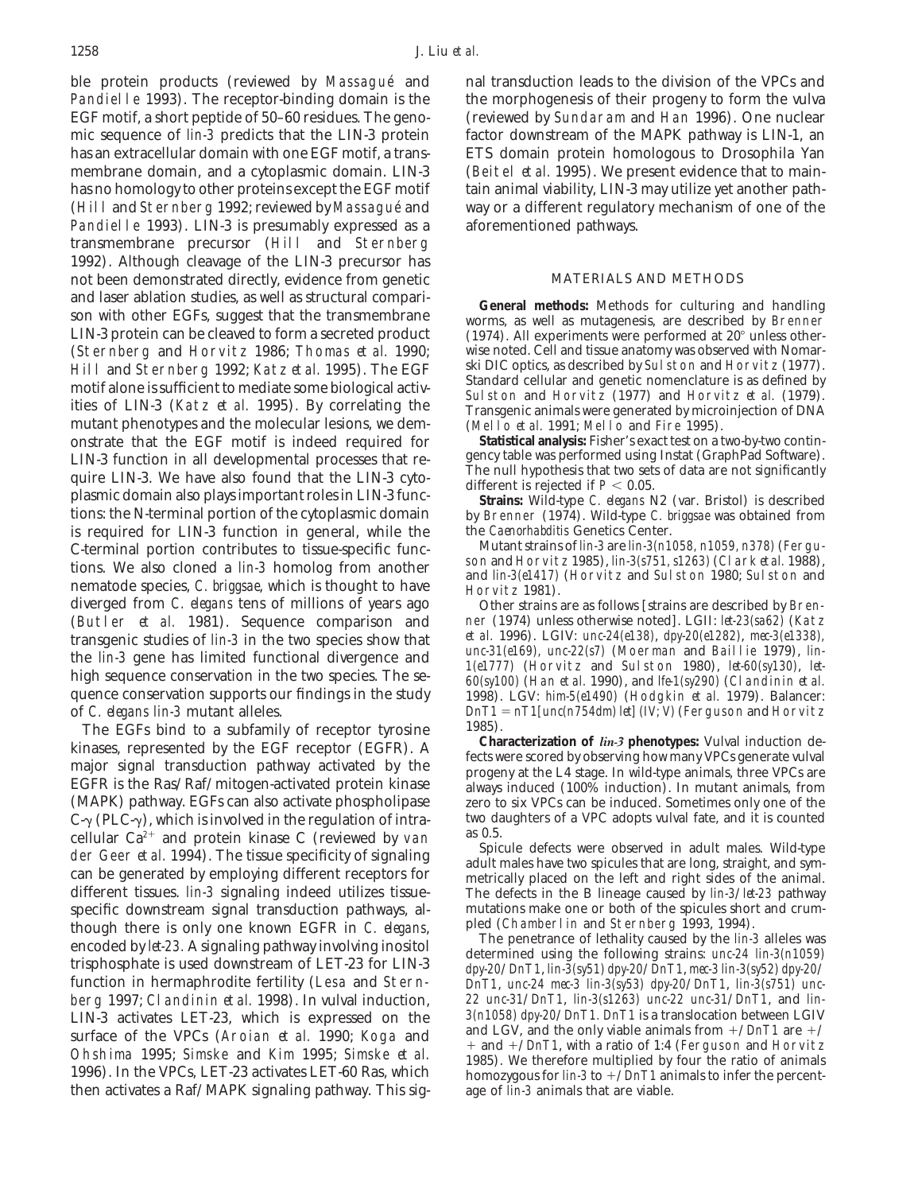ble protein products (reviewed by Massagué and Pandiella 1993). The receptor-binding domain is the EGF motif, a short peptide of 50–60 residues. The genomic sequence of *lin-3* predicts that the LIN-3 protein has an extracellular domain with one EGF motif, a transmembrane domain, and a cytoplasmic domain. LIN-3 has no homology to other proteins except the EGF motif (Hill and Sternberg 1992; reviewed by Massagué and Pandiella 1993). LIN-3 is presumably expressed as a transmembrane precursor (Hill and Sternberg 1992). Although cleavage of the LIN-3 precursor has not been demonstrated directly, evidence from genetic and laser ablation studies, as well as structural comparison with other EGFs, suggest that the transmembrane LIN-3 protein can be cleaved to form a secreted product (Sternberg and Horvitz 1986; Thomas *et al.* 1990; Hill and Sternberg 1992; Katz *et al.* 1995). The EGF motif alone is sufficient to mediate some biological activities of LIN-3 (Katz *et al.* 1995). By correlating the mutant phenotypes and the molecular lesions, we demonstrate that the EGF motif is indeed required for LIN-3 function in all developmental processes that require LIN-3. We have also found that the LIN-3 cytoplasmic domain also plays important roles in LIN-3 functions: the N-terminal portion of the cytoplasmic domain is required for LIN-3 function in general, while the C-terminal portion contributes to tissue-specific functions. We also cloned a *lin-3* homolog from another nematode species, *C. briggsae*, which is thought to have diverged from *C. elegans* tens of millions of years ago (Butler *et al.* 1981). Sequence comparison and transgenic studies of *lin-3* in the two species show that the *lin-3* gene has limited functional divergence and high sequence conservation in the two species. The sequence conservation supports our findings in the study of *C. elegans lin-3* mutant alleles.

The EGFs bind to a subfamily of receptor tyrosine kinases, represented by the EGF receptor (EGFR). A major signal transduction pathway activated by the EGFR is the Ras/Raf/mitogen-activated protein kinase (MAPK) pathway. EGFs can also activate phospholipase C-$\gamma$ (PLC-$\gamma$), which is involved in the regulation of intracellular $Ca^{2+}$ and protein kinase C (reviewed by van der Geer *et al.* 1994). The tissue specificity of signaling can be generated by employing different receptors for different tissues. *lin-3* signaling indeed utilizes tissue-specific downstream signal transduction pathways, although there is only one known EGFR in *C. elegans*, encoded by *let-23*. A signaling pathway involving inositol trisphosphate is used downstream of LET-23 for LIN-3 function in hermaphrodite fertility (Lesa and Sternberg 1997; Clandinin *et al.* 1998). In vulval induction, LIN-3 activates LET-23, which is expressed on the surface of the VPCs (Aroian *et al.* 1990; Koga and Ohshima 1995; Simske and Kim 1995; Simske *et al.* 1996). In the VPCs, LET-23 activates LET-60 Ras, which then activates a Raf/MAPK signaling pathway. This signal transduction leads to the division of the VPCs and the morphogenesis of their progeny to form the vulva (reviewed by Sundaram and Han 1996). One nuclear factor downstream of the MAPK pathway is LIN-1, an ETS domain protein homologous to Drosophila Yan (Beitel *et al.* 1995). We present evidence that to maintain animal viability, LIN-3 may utilize yet another pathway or a different regulatory mechanism of one of the aforementioned pathways.

## MATERIALS AND METHODS

**General methods:** Methods for culturing and handling worms, as well as mutagenesis, are described by Brenner (1974). All experiments were performed at 20° unless otherwise noted. Cell and tissue anatomy was observed with Nomarski DIC optics, as described by Sulston and Horvitz (1977). Standard cellular and genetic nomenclature is as defined by Sulston and Horvitz (1977) and Horvitz *et al.* (1979). Transgenic animals were generated by microinjection of DNA (Mello *et al.* 1991; Mello and Fire 1995).

**Statistical analysis:** Fisher's exact test on a two-by-two contingency table was performed using Instat (GraphPad Software). The null hypothesis that two sets of data are not significantly different is rejected if $P < 0.05$.

**Strains:** Wild-type *C. elegans* N2 (var. Bristol) is described by Brenner (1974). Wild-type *C. briggsae* was obtained from the *Caenorhabditis* Genetics Center.

Mutant strains of *lin-3* are *lin-3(n1058, n1059, n378)* (Ferguson and Horvitz 1985), *lin-3(s751, s1263)* (Clark *et al.* 1988), and *lin-3(e1417)* (Horvitz and Sulston 1980; Sulston and Horvitz 1981).

Other strains are as follows [strains are described by Brenner (1974) unless otherwise noted]. LGII: *let-23(sa62)* (Katz *et al.* 1996). LGIV: *unc-24(e138)*, *dpy-20(e1282)*, *mec-3(e1338)*, *unc-31(e169)*, *unc-22(s7)* (Moerman and Baillie 1979), *lin-1(e1777)* (Horvitz and Sulston 1980), *let-60(sy130)*, *let-60(sy100)* (Han *et al.* 1990), and *lfe-1(sy290)* (Clandinin *et al.* 1998). LGV: *him-5(e1490)* (Hodgkin *et al.* 1979). Balancer: *DnT1* = *nT1[unc(n754dm) let] (IV; V)* (Ferguson and Horvitz 1985).

**Characterization of *lin-3* phenotypes:** Vulval induction defects were scored by observing how many VPCs generate vulval progeny at the L4 stage. In wild-type animals, three VPCs are always induced (100% induction). In mutant animals, from zero to six VPCs can be induced. Sometimes only one of the two daughters of a VPC adopts vulval fate, and it is counted as 0.5.

Spicule defects were observed in adult males. Wild-type adult males have two spicules that are long, straight, and symmetrically placed on the left and right sides of the animal. The defects in the B lineage caused by *lin-3/let-23* pathway mutations make one or both of the spicules short and crumpled (Chamberlin and Sternberg 1993, 1994).

The penetrance of lethality caused by the *lin-3* alleles was determined using the following strains: *unc-24 lin-3(n1059) dpy-20/DnT1*, *lin-3(sy51) dpy-20/DnT1*, *mec-3 lin-3(sy52) dpy-20/DnT1*, *unc-24 mec-3 lin-3(sy53) dpy-20/DnT1*, *lin-3(s751) unc-22 unc-31/DnT1*, *lin-3(s1263) unc-22 unc-31/DnT1*, and *lin-3(n1058) dpy-20/DnT1*. *DnT1* is a translocation between LGIV and LGV, and the only viable animals from +/*DnT1* are +/+ and +/*DnT1*, with a ratio of 1:4 (Ferguson and Horvitz 1985). We therefore multiplied by four the ratio of animals homozygous for *lin-3* to +/*DnT1* animals to infer the percentage of *lin-3* animals that are viable.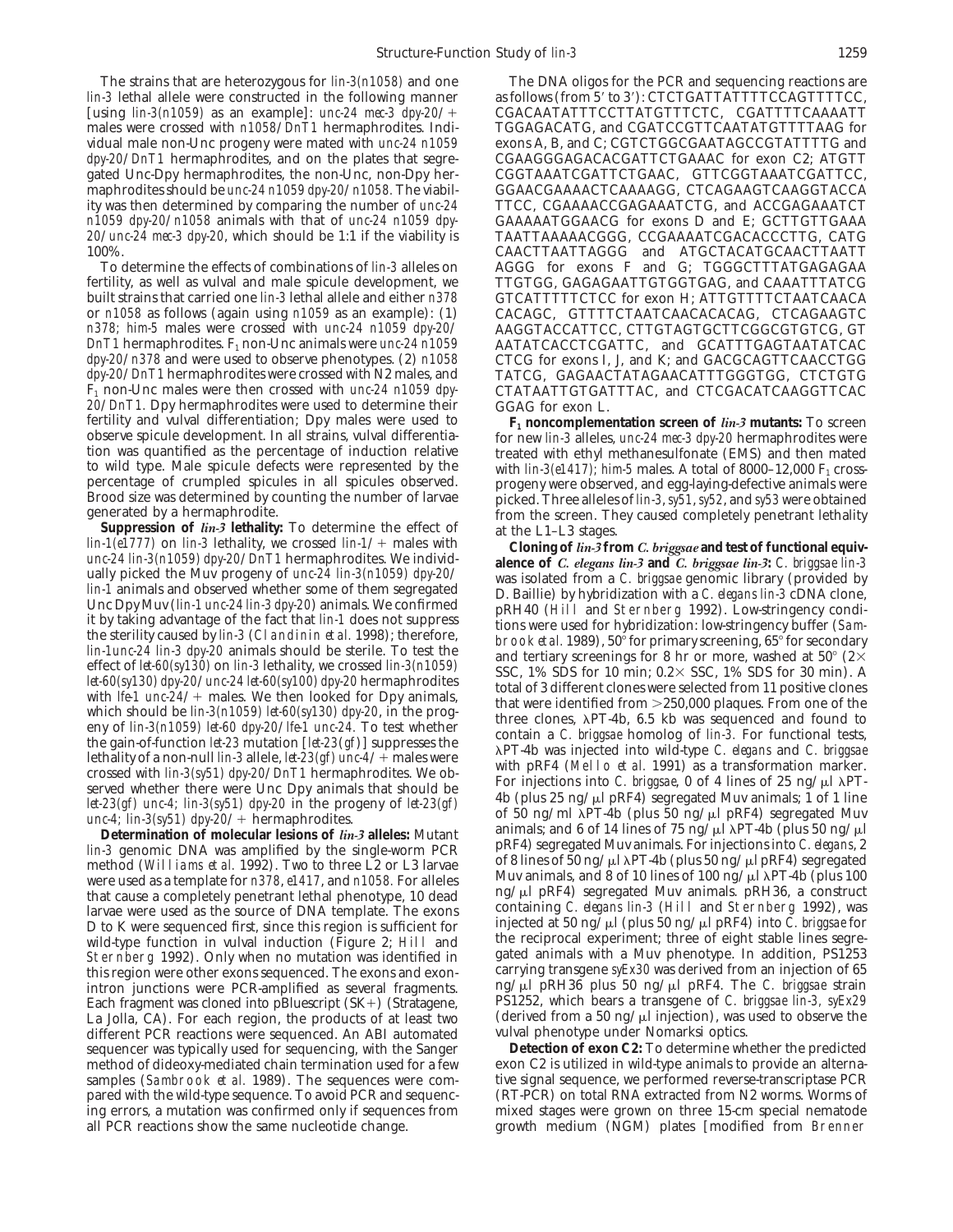The strains that are heterozygous for *lin-3(n1058)* and one *lin-3* lethal allele were constructed in the following manner [using *lin-3(n1059)* as an example]: *unc-24 mec-3 dpy-20/+* males were crossed with *n1058/DnT1* hermaphrodites. Individual male non-Unc progeny were mated with *unc-24 n1059 dpy-20/DnT1* hermaphrodites, and on the plates that segregated Unc-Dpy hermaphrodites, the non-Unc, non-Dpy hermaphrodites should be *unc-24 n1059 dpy-20/n1058*. The viability was then determined by comparing the number of *unc-24 n1059 dpy-20/n1058* animals with that of *unc-24 n1059 dpy-20/unc-24 mec-3 dpy-20*, which should be 1:1 if the viability is 100%.

To determine the effects of combinations of *lin-3* alleles on fertility, as well as vulval and male spicule development, we built strains that carried one *lin-3* lethal allele and either *n378* or *n1058* as follows (again using *n1059* as an example): (1) *n378; him-5* males were crossed with *unc-24 n1059 dpy-20/DnT1* hermaphrodites. $F_1$ non-Unc animals were *unc-24 n1059 dpy-20/n378* and were used to observe phenotypes. (2) *n1058 dpy-20/DnT1* hermaphrodites were crossed with N2 males, and $F_1$ non-Unc males were then crossed with *unc-24 n1059 dpy-20/DnT1*. Dpy hermaphrodites were used to determine their fertility and vulval differentiation; Dpy males were used to observe spicule development. In all strains, vulval differentiation was quantified as the percentage of induction relative to wild type. Male spicule defects were represented by the percentage of crumpled spicules in all spicules observed. Brood size was determined by counting the number of larvae generated by a hermaphrodite.

**Suppression of *lin-3* lethality:** To determine the effect of *lin-1(e1777)* on *lin-3* lethality, we crossed *lin-1/+* males with *unc-24 lin-3(n1059) dpy-20/DnT1* hermaphrodites. We individually picked the Muv progeny of *unc-24 lin-3(n1059) dpy-20/lin-1* animals and observed whether some of them segregated Unc Dpy Muv (*lin-1 unc-24 lin-3 dpy-20*) animals. We confirmed it by taking advantage of the fact that *lin-1* does not suppress the sterility caused by *lin-3* (Clandinin *et al.* 1998); therefore, *lin-1unc-24 lin-3 dpy-20* animals should be sterile. To test the effect of *let-60(sy130)* on *lin-3* lethality, we crossed *lin-3(n1059) let-60(sy130) dpy-20/unc-24 let-60(sy100) dpy-20* hermaphrodites with *lfe-1 unc-24/+* males. We then looked for Dpy animals, which should be *lin-3(n1059) let-60(sy130) dpy-20*, in the progeny of *lin-3(n1059) let-60 dpy-20/lfe-1 unc-24*. To test whether the gain-of-function *let-23* mutation [*let-23(gf)*] suppresses the lethality of a non-null *lin-3* allele, *let-23(gf) unc-4/+* males were crossed with *lin-3(sy51) dpy-20/DnT1* hermaphrodites. We observed whether there were Unc Dpy animals that should be *let-23(gf) unc-4; lin-3(sy51) dpy-20* in the progeny of *let-23(gf) unc-4; lin-3(sy51) dpy-20/+* hermaphrodites.

**Determination of molecular lesions of *lin-3* alleles:** Mutant *lin-3* genomic DNA was amplified by the single-worm PCR method (Williams *et al.* 1992). Two to three L2 or L3 larvae were used as a template for *n378*, *e1417*, and *n1058*. For alleles that cause a completely penetrant lethal phenotype, 10 dead larvae were used as the source of DNA template. The exons D to K were sequenced first, since this region is sufficient for wild-type function in vulval induction (Figure 2; Hill and Sternberg 1992). Only when no mutation was identified in this region were other exons sequenced. The exons and exon-intron junctions were PCR-amplified as several fragments. Each fragment was cloned into pBluescript (SK+) (Stratagene, La Jolla, CA). For each region, the products of at least two different PCR reactions were sequenced. An ABI automated sequencer was typically used for sequencing, with the Sanger method of dideoxy-mediated chain termination used for a few samples (Sambrook *et al.* 1989). The sequences were compared with the wild-type sequence. To avoid PCR and sequencing errors, a mutation was confirmed only if sequences from all PCR reactions show the same nucleotide change.

The DNA oligos for the PCR and sequencing reactions are as follows (from 5′ to 3′): CTCTGATTATTTTCCAGTTTCC, CGACAATATTTCCTTATGTTTCTC, CGATTTTCAAAATT TGGAGACATG, and CGATCCGTTCAATATGTTTTAAG for exons A, B, and C; CGTCTGGCGAATAGCCGTATTTTG and CGAAGGGAGACACGATTCTGAAAC for exon C2; ATGTT CGGTAAATCGATTCTGAAC, GTTCGGTAAATCGATTCC, GGAACGAAAACTCAAAAGG, CTCAGAAGTCAAGGTACCA TTCC, CGAAAACCGAGAAATCTG, and ACCGAGAAATCT GAAAAATGGAACG for exons D and E; GCTTGTTGAAA TAATTAAAAACGGG, CCGAAAATCGACACCCTTG, CATG CAACTTAATTAGGG and ATGCTACATGCAACTTAATT AGGG for exons F and G; TGGGCTTTATGAGAGAA TTGTGG, GAGAGAATTGTGGTGAG, and CAAATTTATCG GTCATTTTTCTCC for exon H; ATTGTTTTCTAATCAACA CACAGC, GTTTTCTAATCAACACACAG, CTCAGAAGTC AAGGTACCATTCC, CTTGTAGTGCTTCGGCGTGTCG, GT AATATCACCTCGATTC, and GCATTTGAGTAATATCAC CTCG for exons I, J, and K; and GACGCAGTTCAACCTGG TATCG, GAGAACTATAGAACATTTGGGTGG, CTCTGTG CTATAATTGTGATTTAC, and CTCGACATCAAGGTTCAC GGAG for exon L.

**$F_1$ noncomplementation screen of *lin-3* mutants:** To screen for new *lin-3* alleles, *unc-24 mec-3 dpy-20* hermaphrodites were treated with ethyl methanesulfonate (EMS) and then mated with *lin-3(e1417); him-5* males. A total of 8000–12,000 $F_1$ cross-progeny were observed, and egg-laying-defective animals were picked. Three alleles of *lin-3*, *sy51*, *sy52*, and *sy53* were obtained from the screen. They caused completely penetrant lethality at the L1–L3 stages.

**Cloning of *lin-3* from *C. briggsae* and test of functional equivalence of *C. elegans lin-3* and *C. briggsae lin-3*:** *C. briggsae lin-3* was isolated from a *C. briggsae* genomic library (provided by D. Baillie) by hybridization with a *C. elegans lin-3* cDNA clone, pRH40 (Hill and Sternberg 1992). Low-stringency conditions were used for hybridization: low-stringency buffer (Sambrook *et al.* 1989), 50° for primary screening, 65° for secondary and tertiary screenings for 8 hr or more, washed at 50° (2× SSC, 1% SDS for 10 min; 0.2× SSC, 1% SDS for 30 min). A total of 3 different clones were selected from 11 positive clones that were identified from >250,000 plaques. From one of the three clones, λPT-4b, 6.5 kb was sequenced and found to contain a *C. briggsae* homolog of *lin-3*. For functional tests, λPT-4b was injected into wild-type *C. elegans* and *C. briggsae* with pRF4 (Mello *et al.* 1991) as a transformation marker. For injections into *C. briggsae*, 0 of 4 lines of 25 ng/μl λPT-4b (plus 25 ng/μl pRF4) segregated Muv animals; 1 of 1 line of 50 ng/ml λPT-4b (plus 50 ng/μl pRF4) segregated Muv animals; and 6 of 14 lines of 75 ng/μl λPT-4b (plus 50 ng/μl pRF4) segregated Muv animals. For injections into *C. elegans*, 2 of 8 lines of 50 ng/μl λPT-4b (plus 50 ng/μl pRF4) segregated Muv animals, and 8 of 10 lines of 100 ng/μl λPT-4b (plus 100 ng/μl pRF4) segregated Muv animals. pRH36, a construct containing *C. elegans lin-3* (Hill and Sternberg 1992), was injected at 50 ng/μl (plus 50 ng/μl pRF4) into *C. briggsae* for the reciprocal experiment; three of eight stable lines segregated animals with a Muv phenotype. In addition, PS1253 carrying transgene *syEx30* was derived from an injection of 65 ng/μl pRH36 plus 50 ng/μl pRF4. The *C. briggsae* strain PS1252, which bears a transgene of *C. briggsae lin-3*, *syEx29* (derived from a 50 ng/μl injection), was used to observe the vulval phenotype under Nomarksi optics.

**Detection of exon C2:** To determine whether the predicted exon C2 is utilized in wild-type animals to provide an alternative signal sequence, we performed reverse-transcriptase PCR (RT-PCR) on total RNA extracted from N2 worms. Worms of mixed stages were grown on three 15-cm special nematode growth medium (NGM) plates [modified from Brenner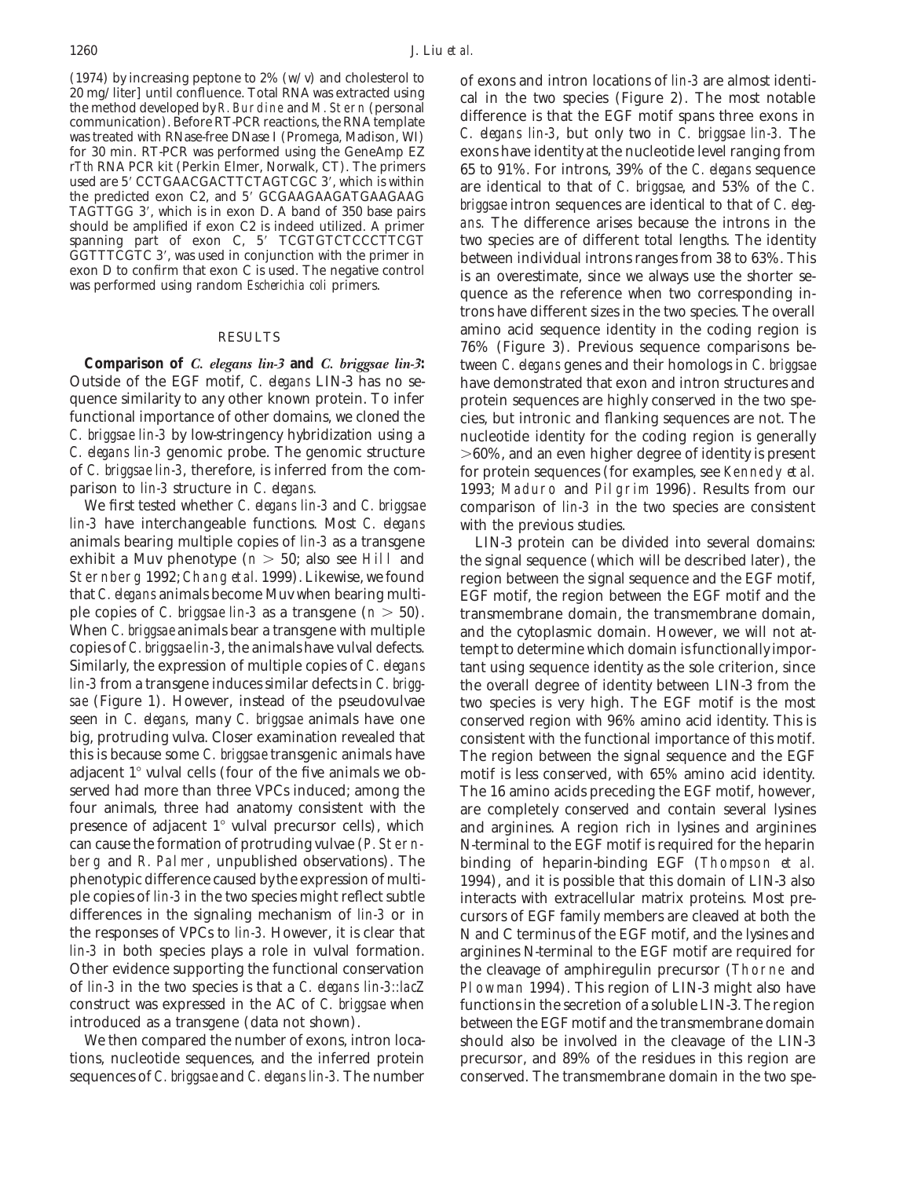(1974) by increasing peptone to 2% (w/v) and cholesterol to 20 mg/liter] until confluence. Total RNA was extracted using the method developed by R. Burdine and M. Stern (personal communication). Before RT-PCR reactions, the RNA template was treated with RNase-free DNase I (Promega, Madison, WI) for 30 min. RT-PCR was performed using the GeneAmp EZ r*Tth* RNA PCR kit (Perkin Elmer, Norwalk, CT). The primers used are 5′ CCTGAACGACTTCTAGTCGC 3′, which is within the predicted exon C2, and 5′ GCGAAGAAGATGAAGAAG TAGTTGG 3′, which is in exon D. A band of 350 base pairs should be amplified if exon C2 is indeed utilized. A primer spanning part of exon C, 5′ TCGTGTCTCCCTTCGT GGTTTCGTC 3′, was used in conjunction with the primer in exon D to confirm that exon C is used. The negative control was performed using random *Escherichia coli* primers.

## RESULTS

**Comparison of *C. elegans lin-3* and *C. briggsae lin-3*:** Outside of the EGF motif, *C. elegans* LIN-3 has no sequence similarity to any other known protein. To infer functional importance of other domains, we cloned the *C. briggsae lin-3* by low-stringency hybridization using a *C. elegans lin-3* genomic probe. The genomic structure of *C. briggsae lin-3*, therefore, is inferred from the comparison to *lin-3* structure in *C. elegans*.

We first tested whether *C. elegans lin-3* and *C. briggsae lin-3* have interchangeable functions. Most *C. elegans* animals bearing multiple copies of *lin-3* as a transgene exhibit a Muv phenotype ($n > 50$; also see Hill and Sternberg 1992; Chang *et al.* 1999). Likewise, we found that *C. elegans* animals become Muv when bearing multiple copies of *C. briggsae lin-3* as a transgene ($n > 50$). When *C. briggsae* animals bear a transgene with multiple copies of *C. briggsae lin-3*, the animals have vulval defects. Similarly, the expression of multiple copies of *C. elegans lin-3* from a transgene induces similar defects in *C. briggsae* (Figure 1). However, instead of the pseudovulvae seen in *C. elegans*, many *C. briggsae* animals have one big, protruding vulva. Closer examination revealed that this is because some *C. briggsae* transgenic animals have adjacent 1° vulval cells (four of the five animals we observed had more than three VPCs induced; among the four animals, three had anatomy consistent with the presence of adjacent 1° vulval precursor cells), which can cause the formation of protruding vulvae (P. Sternberg and R. Palmer, unpublished observations). The phenotypic difference caused by the expression of multiple copies of *lin-3* in the two species might reflect subtle differences in the signaling mechanism of *lin-3* or in the responses of VPCs to *lin-3*. However, it is clear that *lin-3* in both species plays a role in vulval formation. Other evidence supporting the functional conservation of *lin-3* in the two species is that a *C. elegans lin-3::lacZ* construct was expressed in the AC of *C. briggsae* when introduced as a transgene (data not shown).

We then compared the number of exons, intron locations, nucleotide sequences, and the inferred protein sequences of *C. briggsae* and *C. elegans lin-3*. The number of exons and intron locations of *lin-3* are almost identical in the two species (Figure 2). The most notable difference is that the EGF motif spans three exons in *C. elegans lin-3*, but only two in *C. briggsae lin-3*. The exons have identity at the nucleotide level ranging from 65 to 91%. For introns, 39% of the *C. elegans* sequence are identical to that of *C. briggsae*, and 53% of the *C. briggsae* intron sequences are identical to that of *C. elegans*. The difference arises because the introns in the two species are of different total lengths. The identity between individual introns ranges from 38 to 63%. This is an overestimate, since we always use the shorter sequence as the reference when two corresponding introns have different sizes in the two species. The overall amino acid sequence identity in the coding region is 76% (Figure 3). Previous sequence comparisons between *C. elegans* genes and their homologs in *C. briggsae* have demonstrated that exon and intron structures and protein sequences are highly conserved in the two species, but intronic and flanking sequences are not. The nucleotide identity for the coding region is generally >60%, and an even higher degree of identity is present for protein sequences (for examples, see Kennedy *et al.* 1993; Maduro and Pilgrim 1996). Results from our comparison of *lin-3* in the two species are consistent with the previous studies.

LIN-3 protein can be divided into several domains: the signal sequence (which will be described later), the region between the signal sequence and the EGF motif, EGF motif, the region between the EGF motif and the transmembrane domain, the transmembrane domain, and the cytoplasmic domain. However, we will not attempt to determine which domain is functionally important using sequence identity as the sole criterion, since the overall degree of identity between LIN-3 from the two species is very high. The EGF motif is the most conserved region with 96% amino acid identity. This is consistent with the functional importance of this motif. The region between the signal sequence and the EGF motif is less conserved, with 65% amino acid identity. The 16 amino acids preceding the EGF motif, however, are completely conserved and contain several lysines and arginines. A region rich in lysines and arginines N-terminal to the EGF motif is required for the heparin binding of heparin-binding EGF (Thompson *et al.* 1994), and it is possible that this domain of LIN-3 also interacts with extracellular matrix proteins. Most precursors of EGF family members are cleaved at both the N and C terminus of the EGF motif, and the lysines and arginines N-terminal to the EGF motif are required for the cleavage of amphiregulin precursor (Thorne and Plowman 1994). This region of LIN-3 might also have functions in the secretion of a soluble LIN-3. The region between the EGF motif and the transmembrane domain should also be involved in the cleavage of the LIN-3 precursor, and 89% of the residues in this region are conserved. The transmembrane domain in the two spe-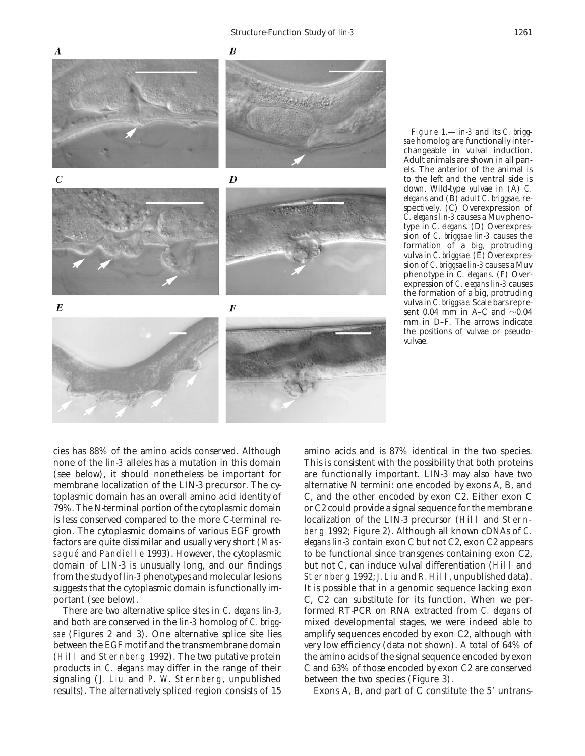*Figure 1.*—*lin-3* and its *C. briggsae* homolog are functionally interchangeable in vulval induction. Adult animals are shown in all panels. The anterior of the animal is to the left and the ventral side is down. Wild-type vulvae in (A) *C. elegans* and (B) adult *C. briggsae*, respectively. (C) Overexpression of *C. elegans lin-3* causes a Muv phenotype in *C. elegans*. (D) Overexpression of *C. briggsae lin-3* causes the formation of a big, protruding vulva in *C. briggsae*. (E) Overexpression of *C. briggsae lin-3* causes a Muv phenotype in *C. elegans*. (F) Overexpression of *C. elegans lin-3* causes the formation of a big, protruding vulva in *C. briggsae*. Scale bars represent 0.04 mm in A–C and ~0.04 mm in D–F. The arrows indicate the positions of vulvae or pseudovulvae.

cies has 88% of the amino acids conserved. Although none of the *lin-3* alleles has a mutation in this domain (see below), it should nonetheless be important for membrane localization of the LIN-3 precursor. The cytoplasmic domain has an overall amino acid identity of 79%. The N-terminal portion of the cytoplasmic domain is less conserved compared to the more C-terminal region. The cytoplasmic domains of various EGF growth factors are quite dissimilar and usually very short (Massagué and Pandiella 1993). However, the cytoplasmic domain of LIN-3 is unusually long, and our findings from the study of *lin-3* phenotypes and molecular lesions suggests that the cytoplasmic domain is functionally important (see below).

There are two alternative splice sites in *C. elegans lin-3*, and both are conserved in the *lin-3* homolog of *C. briggsae* (Figures 2 and 3). One alternative splice site lies between the EGF motif and the transmembrane domain (Hill and Sternberg 1992). The two putative protein products in *C. elegans* may differ in the range of their signaling (J. Liu and P. W. Sternberg, unpublished results). The alternatively spliced region consists of 15 amino acids and is 87% identical in the two species. This is consistent with the possibility that both proteins are functionally important. LIN-3 may also have two alternative N termini: one encoded by exons A, B, and C, and the other encoded by exon C2. Either exon C or C2 could provide a signal sequence for the membrane localization of the LIN-3 precursor (Hill and Sternberg 1992; Figure 2). Although all known cDNAs of *C. elegans lin-3* contain exon C but not C2, exon C2 appears to be functional since transgenes containing exon C2, but not C, can induce vulval differentiation (Hill and Sternberg 1992; J. Liu and R. Hill, unpublished data). It is possible that in a genomic sequence lacking exon C, C2 can substitute for its function. When we performed RT-PCR on RNA extracted from *C. elegans* of mixed developmental stages, we were indeed able to amplify sequences encoded by exon C2, although with very low efficiency (data not shown). A total of 64% of the amino acids of the signal sequence encoded by exon C and 63% of those encoded by exon C2 are conserved between the two species (Figure 3).

Exons A, B, and part of C constitute the 5′ untrans-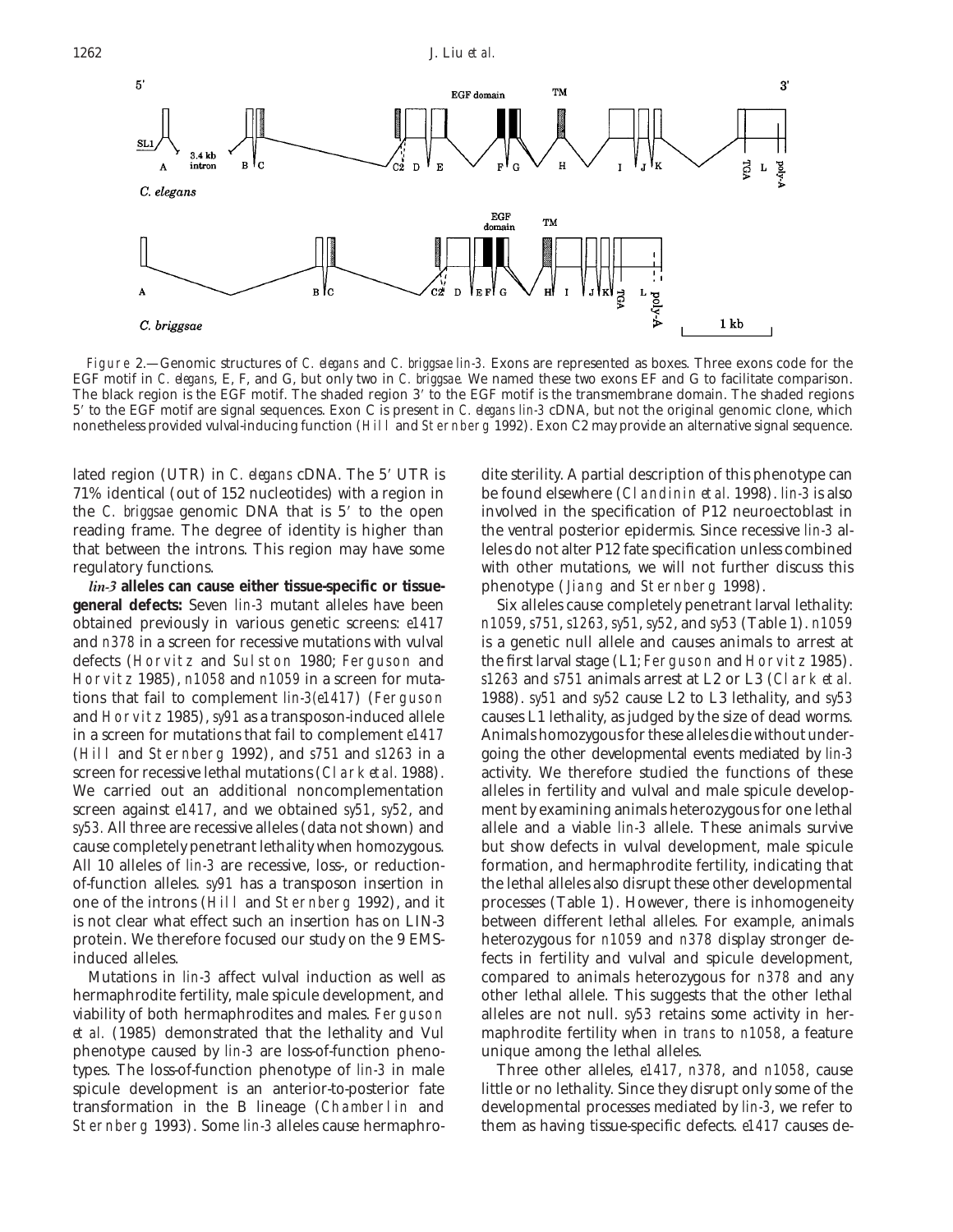Figure 2.—Genomic structures of *C. elegans* and *C. briggsae lin-3*. Exons are represented as boxes. Three exons code for the EGF motif in *C. elegans*, E, F, and G, but only two in *C. briggsae*. We named these two exons EF and G to facilitate comparison. The black region is the EGF motif. The shaded region 3′ to the EGF motif is the transmembrane domain. The shaded regions 5′ to the EGF motif are signal sequences. Exon C is present in *C. elegans lin-3* cDNA, but not the original genomic clone, which nonetheless provided vulval-inducing function (Hill and Sternberg 1992). Exon C2 may provide an alternative signal sequence.

lated region (UTR) in *C. elegans* cDNA. The 5′ UTR is 71% identical (out of 152 nucleotides) with a region in the *C. briggsae* genomic DNA that is 5′ to the open reading frame. The degree of identity is higher than that between the introns. This region may have some regulatory functions.

***lin-3* alleles can cause either tissue-specific or tissue-general defects:** Seven *lin-3* mutant alleles have been obtained previously in various genetic screens: *e1417* and *n378* in a screen for recessive mutations with vulval defects (Horvitz and Sulston 1980; Ferguson and Horvitz 1985), *n1058* and *n1059* in a screen for mutations that fail to complement *lin-3(e1417)* (Ferguson and Horvitz 1985), *sy91* as a transposon-induced allele in a screen for mutations that fail to complement *e1417* (Hill and Sternberg 1992), and *s751* and *s1263* in a screen for recessive lethal mutations (Clark *et al.* 1988). We carried out an additional noncomplementation screen against *e1417*, and we obtained *sy51*, *sy52*, and *sy53*. All three are recessive alleles (data not shown) and cause completely penetrant lethality when homozygous. All 10 alleles of *lin-3* are recessive, loss-, or reduction-of-function alleles. *sy91* has a transposon insertion in one of the introns (Hill and Sternberg 1992), and it is not clear what effect such an insertion has on LIN-3 protein. We therefore focused our study on the 9 EMS-induced alleles.

Mutations in *lin-3* affect vulval induction as well as hermaphrodite fertility, male spicule development, and viability of both hermaphrodites and males. Ferguson *et al.* (1985) demonstrated that the lethality and Vul phenotype caused by *lin-3* are loss-of-function phenotypes. The loss-of-function phenotype of *lin-3* in male spicule development is an anterior-to-posterior fate transformation in the B lineage (Chamberlin and Sternberg 1993). Some *lin-3* alleles cause hermaphrodite sterility. A partial description of this phenotype can be found elsewhere (Clandinin *et al.* 1998). *lin-3* is also involved in the specification of P12 neuroectoblast in the ventral posterior epidermis. Since recessive *lin-3* alleles do not alter P12 fate specification unless combined with other mutations, we will not further discuss this phenotype (Jiang and Sternberg 1998).

Six alleles cause completely penetrant larval lethality: *n1059*, *s751*, *s1263*, *sy51*, *sy52*, and *sy53* (Table 1). *n1059* is a genetic null allele and causes animals to arrest at the first larval stage (L1; Ferguson and Horvitz 1985). *s1263* and *s751* animals arrest at L2 or L3 (Clark *et al.* 1988). *sy51* and *sy52* cause L2 to L3 lethality, and *sy53* causes L1 lethality, as judged by the size of dead worms. Animals homozygous for these alleles die without undergoing the other developmental events mediated by *lin-3* activity. We therefore studied the functions of these alleles in fertility and vulval and male spicule development by examining animals heterozygous for one lethal allele and a viable *lin-3* allele. These animals survive but show defects in vulval development, male spicule formation, and hermaphrodite fertility, indicating that the lethal alleles also disrupt these other developmental processes (Table 1). However, there is inhomogeneity between different lethal alleles. For example, animals heterozygous for *n1059* and *n378* display stronger defects in fertility and vulval and spicule development, compared to animals heterozygous for *n378* and any other lethal allele. This suggests that the other lethal alleles are not null. *sy53* retains some activity in hermaphrodite fertility when in *trans* to *n1058*, a feature unique among the lethal alleles.

Three other alleles, *e1417*, *n378*, and *n1058*, cause little or no lethality. Since they disrupt only some of the developmental processes mediated by *lin-3*, we refer to them as having tissue-specific defects. *e1417* causes de-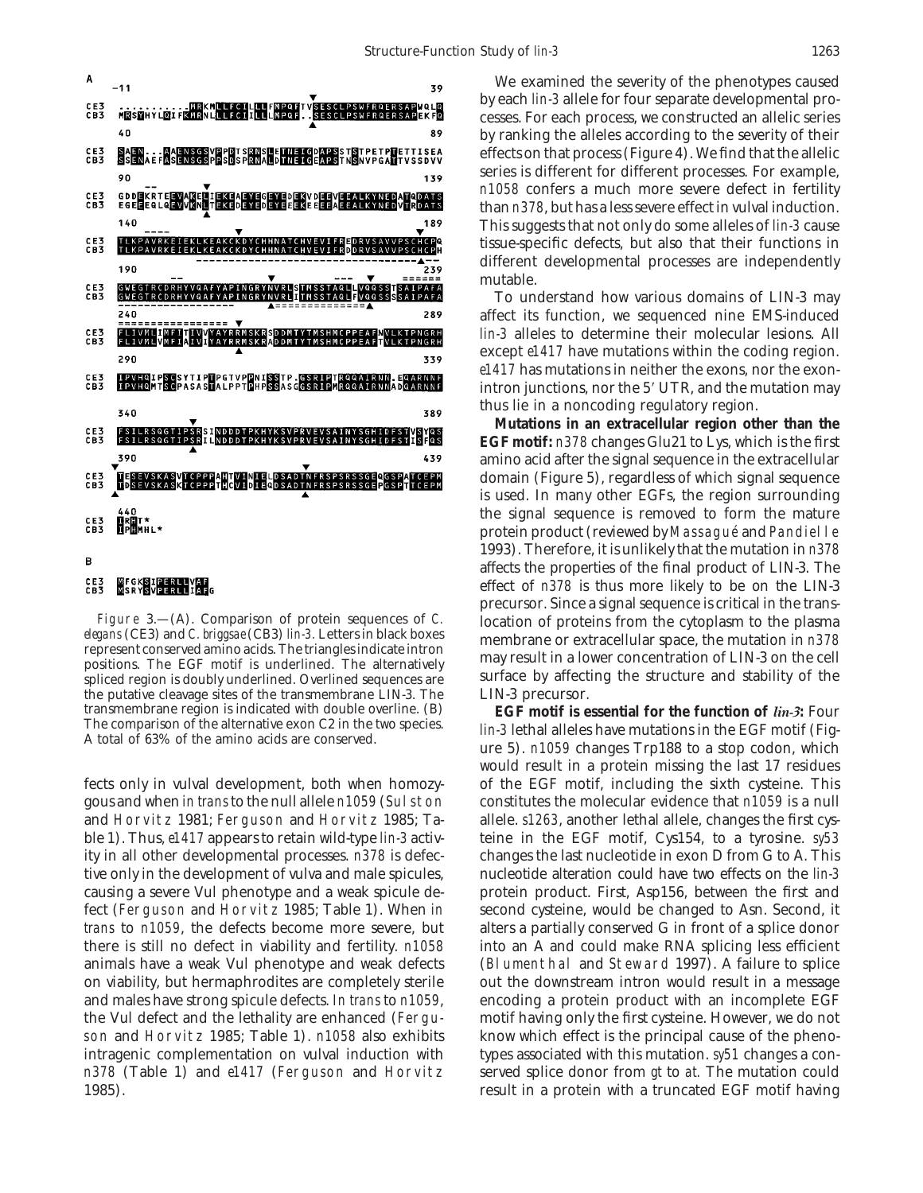```
A
      -11                                                  39
CE3   ...........MRKMLLFCILLLFMPQFTVSESCLPSWFRQERSAPWQLQ
CB3   MRSYHYLQIFKMRNLLLFCIILLLMPQF..SESCLPSWFRQERSAPEKFQ

      40                                                   89
CE3   SAEN...AAENSGSVPPDTSRNSLETNEIGDAPSSTSTPETPTETTISEA
CB3   SSENAEFASENSGSPPSDSPRNALDTNEIGEAPSTNSNVPGATTVSSDVV

      90                                                  139
CE3   GDDEKRTEEVAKELIEKEAEYEGEYEDEKVDEEVEEALKYNEDATQDATS
CB3   EGEEEQLQEVVKNLTEKEDEYEDEYEEEKEEEEAEEALKYNEDVTRDATS

      140                                                 189
CE3   TLKPAVRKEIEKLKEAKCKDYCHHNATCHVEVIFREDRVSAVVPSCHCPQ
CB3   TLKPAVRKEIEKLKEAKCKDYCHHNATCHVEVIFRDDRVSAVVPSCHCPH

      190                                                 239
CE3   GWEGTRCDRHYVGAFYAPINGRYNVRLSTMSSTAGLLVQGSSTSAIPAFA
CB3   GWEGTRCDRHYVGAFYAPINGRYNVRLITMSSTAGLFVQGSSSSAIPAFA

      240                                                 289
CE3   FLIVMLIMFITIVVYAYRRMSKRSDDMTYTMSHMCPPEAFNVLKTPNGRH
CB3   FLIVMLVMFIAIVIYAYRRMSKRADDMTYTMSHMCPPEAFTVLKTPNGRH

      290                                                 339
CE3   IPVHQIPSCSYTIPTPGTVPPNISSTP.GSRIPTRQQAIRNN.EQARNNF
CB3   IPVHQMTSCPASASTALPPTPHPSSASGGSRIPMRQQAIRNNADQARNNF

      340                                                 389
CE3   FSILRSQGTIPSRSINDDDTPKHYKSVPRVEVSAINYSGHIDFSTVSYQS
CB3   FSILRSQGTIPSRILNDDDTPKHYKSVPRVEVSAINYSGHIDFSTISFQS

      390                                                 439
CE3   TESEVSKASVTCPPPAHTVINIELDSADTNFRSPSRSSGEQGSPATCEPM
CB3   TDSEVSKASKTCPPPTHCVIDIEQDSADTNFRSPSRSSGEPGSPTTCEPM

      440
CE3   IRHT*
CB3   IPHMHL*

B
CE3   MFGKSIPERLLVAF
CB3   MSRYSVPERLLIAFG
```

Figure 3.—(A). Comparison of protein sequences of *C. elegans* (CE3) and *C. briggsae* (CB3) *lin-3*. Letters in black boxes represent conserved amino acids. The triangles indicate intron positions. The EGF motif is underlined. The alternatively spliced region is doubly underlined. Overlined sequences are the putative cleavage sites of the transmembrane LIN-3. The transmembrane region is indicated with double overline. (B) The comparison of the alternative exon C2 in the two species. A total of 63% of the amino acids are conserved.

fects only in vulval development, both when homozygous and when *in trans* to the null allele *n1059* (Sulston and Horvitz 1981; Ferguson and Horvitz 1985; Table 1). Thus, *e1417* appears to retain wild-type *lin-3* activity in all other developmental processes. *n378* is defective only in the development of vulva and male spicules, causing a severe Vul phenotype and a weak spicule defect (Ferguson and Horvitz 1985; Table 1). When *in trans* to *n1059*, the defects become more severe, but there is still no defect in viability and fertility. *n1058* animals have a weak Vul phenotype and weak defects on viability, but hermaphrodites are completely sterile and males have strong spicule defects. *In trans* to *n1059*, the Vul defect and the lethality are enhanced (Ferguson and Horvitz 1985; Table 1). *n1058* also exhibits intragenic complementation on vulval induction with *n378* (Table 1) and *e1417* (Ferguson and Horvitz 1985).

We examined the severity of the phenotypes caused by each *lin-3* allele for four separate developmental processes. For each process, we constructed an allelic series by ranking the alleles according to the severity of their effects on that process (Figure 4). We find that the allelic series is different for different processes. For example, *n1058* confers a much more severe defect in fertility than *n378*, but has a less severe effect in vulval induction. This suggests that not only do some alleles of *lin-3* cause tissue-specific defects, but also that their functions in different developmental processes are independently mutable.

To understand how various domains of LIN-3 may affect its function, we sequenced nine EMS-induced *lin-3* alleles to determine their molecular lesions. All except *e1417* have mutations within the coding region. *e1417* has mutations in neither the exons, nor the exon-intron junctions, nor the 5′ UTR, and the mutation may thus lie in a noncoding regulatory region.

**Mutations in an extracellular region other than the EGF motif:** *n378* changes Glu21 to Lys, which is the first amino acid after the signal sequence in the extracellular domain (Figure 5), regardless of which signal sequence is used. In many other EGFs, the region surrounding the signal sequence is removed to form the mature protein product (reviewed by Massagué and Pandiella 1993). Therefore, it is unlikely that the mutation in *n378* affects the properties of the final product of LIN-3. The effect of *n378* is thus more likely to be on the LIN-3 precursor. Since a signal sequence is critical in the translocation of proteins from the cytoplasm to the plasma membrane or extracellular space, the mutation in *n378* may result in a lower concentration of LIN-3 on the cell surface by affecting the structure and stability of the LIN-3 precursor.

***EGF motif is essential for the function of lin-3*:** Four *lin-3* lethal alleles have mutations in the EGF motif (Figure 5). *n1059* changes Trp188 to a stop codon, which would result in a protein missing the last 17 residues of the EGF motif, including the sixth cysteine. This constitutes the molecular evidence that *n1059* is a null allele. *s1263*, another lethal allele, changes the first cysteine in the EGF motif, Cys154, to a tyrosine. *sy53* changes the last nucleotide in exon D from G to A. This nucleotide alteration could have two effects on the *lin-3* protein product. First, Asp156, between the first and second cysteine, would be changed to Asn. Second, it alters a partially conserved G in front of a splice donor into an A and could make RNA splicing less efficient (Blumenthal and Steward 1997). A failure to splice out the downstream intron would result in a message encoding a protein product with an incomplete EGF motif having only the first cysteine. However, we do not know which effect is the principal cause of the phenotypes associated with this mutation. *sy51* changes a conserved splice donor from *gt* to *at*. The mutation could result in a protein with a truncated EGF motif having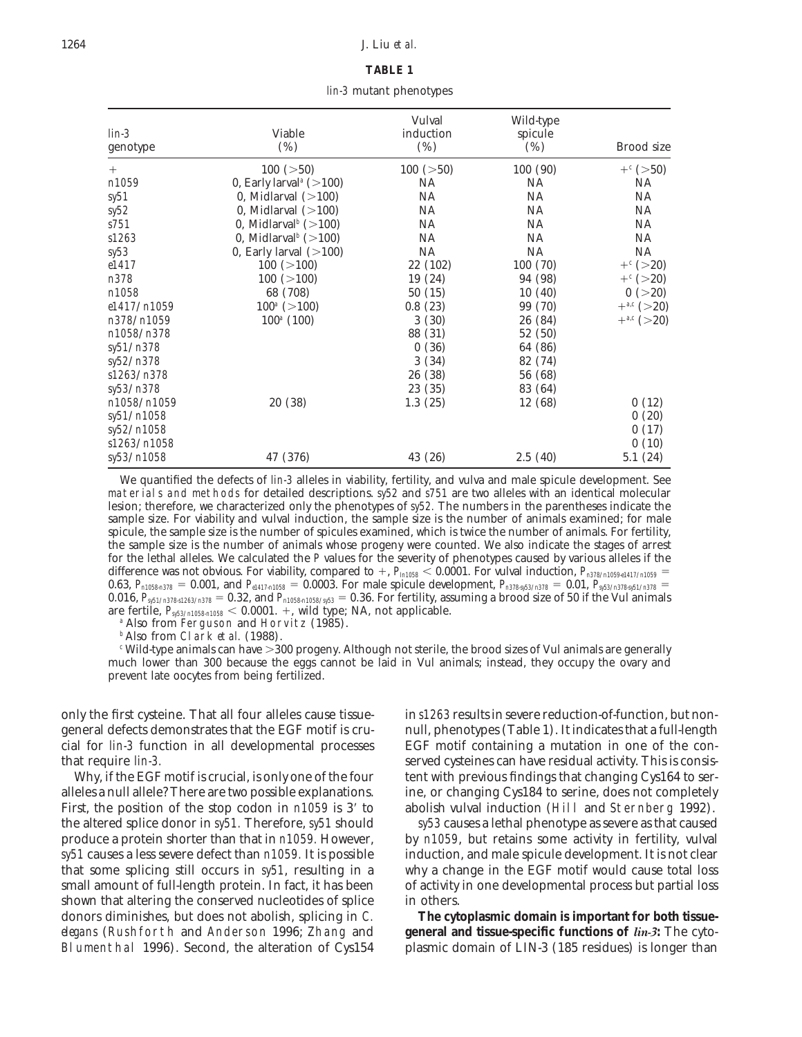**TABLE 1**

*lin-3* mutant phenotypes

| *lin-3* genotype | Viable (%) | Vulval induction (%) | Wild-type spicule (%) | Brood size |
|---|---|---|---|---|
| + | 100 (>50) | 100 (>50) | 100 (90) | +[c] (>50) |
| *n1059* | 0, Early larval[a] (>100) | NA | NA | NA |
| *sy51* | 0, Midlarval (>100) | NA | NA | NA |
| *sy52* | 0, Midlarval (>100) | NA | NA | NA |
| *s751* | 0, Midlarval[b] (>100) | NA | NA | NA |
| *s1263* | 0, Midlarval[b] (>100) | NA | NA | NA |
| *sy53* | 0, Early larval (>100) | NA | NA | NA |
| *e1417* | 100 (>100) | 22 (102) | 100 (70) | +[c] (>20) |
| *n378* | 100 (>100) | 19 (24) | 94 (98) | +[c] (>20) |
| *n1058* | 68 (708) | 50 (15) | 10 (40) | 0 (>20) |
| *e1417/n1059* | 100[a] (>100) | 0.8 (23) | 99 (70) | +[a,c] (>20) |
| *n378/n1059* | 100[a] (100) | 3 (30) | 26 (84) | +[a,c] (>20) |
| *n1058/n378* | | 88 (31) | 52 (50) | |
| *sy51/n378* | | 0 (36) | 64 (86) | |
| *sy52/n378* | | 3 (34) | 82 (74) | |
| *s1263/n378* | | 26 (38) | 56 (68) | |
| *sy53/n378* | | 23 (35) | 83 (64) | |
| *n1058/n1059* | 20 (38) | 1.3 (25) | 12 (68) | 0 (12) |
| *sy51/n1058* | | | | 0 (20) |
| *sy52/n1058* | | | | 0 (17) |
| *s1263/n1058* | | | | 0 (10) |
| *sy53/n1058* | 47 (376) | 43 (26) | 2.5 (40) | 5.1 (24) |

We quantified the defects of *lin-3* alleles in viability, fertility, and vulva and male spicule development. See materials and methods for detailed descriptions. *sy52* and *s751* are two alleles with an identical molecular lesion; therefore, we characterized only the phenotypes of *sy52*. The numbers in the parentheses indicate the sample size. For viability and vulval induction, the sample size is the number of animals examined; for male spicule, the sample size is the number of spicules examined, which is twice the number of animals. For fertility, the sample size is the number of animals whose progeny were counted. We also indicate the stages of arrest for the lethal alleles. We calculated the *P* values for the severity of phenotypes caused by various alleles if the difference was not obvious. For viability, compared to +, $P_{ln1058} < 0.0001$. For vulval induction, $P_{n378/n1059\text{-}e1417/n1059} = 0.63$, $P_{n1058\text{-}n378} = 0.001$, and $P_{e1417\text{-}n1058} = 0.0003$. For male spicule development, $P_{n378\text{-}sy53/n378} = 0.01$, $P_{sy53/n378\text{-}sy51/n378} = 0.016$, $P_{sy51/n378\text{-}s1263/n378} = 0.32$, and $P_{n1058\text{-}n1058/sy53} = 0.36$. For fertility, assuming a brood size of 50 if the Vul animals are fertile, $P_{sy53/n1058\text{-}n1058} < 0.0001$. +, wild type; NA, not applicable.

[a] Also from Ferguson and Horvitz (1985).

[b] Also from Clark *et al.* (1988).

[c] Wild-type animals can have >300 progeny. Although not sterile, the brood sizes of Vul animals are generally much lower than 300 because the eggs cannot be laid in Vul animals; instead, they occupy the ovary and prevent late oocytes from being fertilized.

only the first cysteine. That all four alleles cause tissue-general defects demonstrates that the EGF motif is crucial for *lin-3* function in all developmental processes that require *lin-3*.

Why, if the EGF motif is crucial, is only one of the four alleles a null allele? There are two possible explanations. First, the position of the stop codon in *n1059* is 3′ to the altered splice donor in *sy51*. Therefore, *sy51* should produce a protein shorter than that in *n1059*. However, *sy51* causes a less severe defect than *n1059*. It is possible that some splicing still occurs in *sy51*, resulting in a small amount of full-length protein. In fact, it has been shown that altering the conserved nucleotides of splice donors diminishes, but does not abolish, splicing in *C. elegans* (Rushforth and Anderson 1996; Zhang and Blumenthal 1996). Second, the alteration of Cys154 in *s1263* results in severe reduction-of-function, but non-null, phenotypes (Table 1). It indicates that a full-length EGF motif containing a mutation in one of the conserved cysteines can have residual activity. This is consistent with previous findings that changing Cys164 to serine, or changing Cys184 to serine, does not completely abolish vulval induction (Hill and Sternberg 1992).

*sy53* causes a lethal phenotype as severe as that caused by *n1059*, but retains some activity in fertility, vulval induction, and male spicule development. It is not clear why a change in the EGF motif would cause total loss of activity in one developmental process but partial loss in others.

**The cytoplasmic domain is important for both tissue-general and tissue-specific functions of *lin-3*:** The cytoplasmic domain of LIN-3 (185 residues) is longer than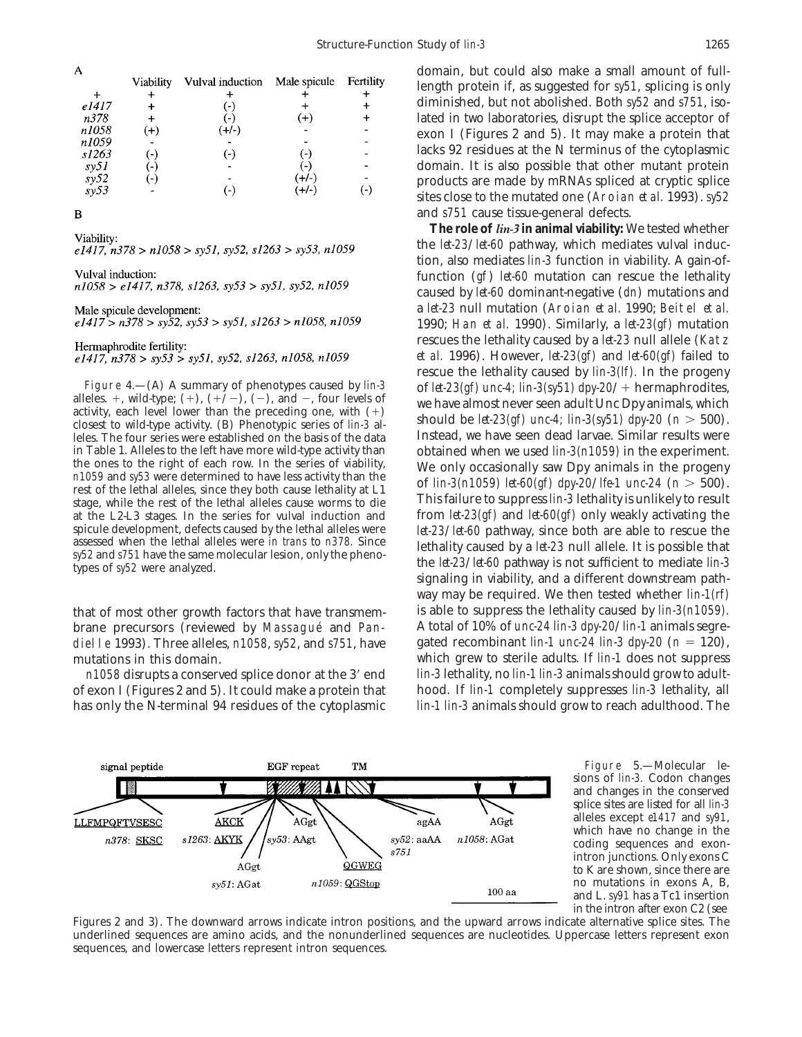A

|  | Viability | Vulval induction | Male spicule | Fertility |
|---|---|---|---|---|
| + | + | + | + | + |
| *e1417* | + | (-) | + | + |
| *n378* | + | (-) | (+) | + |
| *n1058* | (+) | (+/-) | - | - |
| *n1059* | - | - | - | - |
| *s1263* | (-) | (-) | (-) | - |
| *sy51* | (-) | - | (-) | - |
| *sy52* | (-) | - | (+/-) | - |
| *sy53* | - | (-) | (+/-) | (-) |

B

Viability:
*e1417, n378 > n1058 > sy51, sy52, s1263 > sy53, n1059*

Vulval induction:
*n1058 > e1417, n378, s1263, sy53 > sy51, sy52, n1059*

Male spicule development:
*e1417 > n378 > sy52, sy53 > sy51, s1263 > n1058, n1059*

Hermaphrodite fertility:
*e1417, n378 > sy53 > sy51, sy52, s1263, n1058, n1059*

Figure 4.—(A) A summary of phenotypes caused by *lin-3* alleles. +, wild-type; (+), (+/−), (−), and −, four levels of activity, each level lower than the preceding one, with (+) closest to wild-type activity. (B) Phenotypic series of *lin-3* alleles. The four series were established on the basis of the data in Table 1. Alleles to the left have more wild-type activity than the ones to the right of each row. In the series of viability, *n1059* and *sy53* were determined to have less activity than the rest of the lethal alleles, since they both cause lethality at L1 stage, while the rest of the lethal alleles cause worms to die at the L2-L3 stages. In the series for vulval induction and spicule development, defects caused by the lethal alleles were assessed when the lethal alleles were *in trans* to *n378*. Since *sy52* and *s751* have the same molecular lesion, only the phenotypes of *sy52* were analyzed.

that of most other growth factors that have transmembrane precursors (reviewed by Massagué and Pandiella 1993). Three alleles, *n1058*, *sy52*, and *s751*, have mutations in this domain.

*n1058* disrupts a conserved splice donor at the 3′ end of exon I (Figures 2 and 5). It could make a protein that has only the N-terminal 94 residues of the cytoplasmic domain, but could also make a small amount of full-length protein if, as suggested for *sy51*, splicing is only diminished, but not abolished. Both *sy52* and *s751*, isolated in two laboratories, disrupt the splice acceptor of exon I (Figures 2 and 5). It may make a protein that lacks 92 residues at the N terminus of the cytoplasmic domain. It is also possible that other mutant protein products are made by mRNAs spliced at cryptic splice sites close to the mutated one (Aroian *et al.* 1993). *sy52* and *s751* cause tissue-general defects.

**The role of *lin-3* in animal viability:** We tested whether the *let-23/let-60* pathway, which mediates vulval induction, also mediates *lin-3* function in viability. A gain-of-function (*gf*) *let-60* mutation can rescue the lethality caused by *let-60* dominant-negative (*dn*) mutations and a *let-23* null mutation (Aroian *et al.* 1990; Beitel *et al.* 1990; Han *et al.* 1990). Similarly, a *let-23(gf)* mutation rescues the lethality caused by a *let-23* null allele (Katz *et al.* 1996). However, *let-23(gf)* and *let-60(gf)* failed to rescue the lethality caused by *lin-3(lf)*. In the progeny of *let-23(gf) unc-4; lin-3(sy51) dpy-20/+* hermaphrodites, we have almost never seen adult Unc Dpy animals, which should be *let-23(gf) unc-4; lin-3(sy51) dpy-20* ($n > 500$). Instead, we have seen dead larvae. Similar results were obtained when we used *lin-3(n1059)* in the experiment. We only occasionally saw Dpy animals in the progeny of *lin-3(n1059) let-60(gf) dpy-20/lfe-1 unc-24* ($n > 500$). This failure to suppress *lin-3* lethality is unlikely to result from *let-23(gf)* and *let-60(gf)* only weakly activating the *let-23/let-60* pathway, since both are able to rescue the lethality caused by a *let-23* null allele. It is possible that the *let-23/let-60* pathway is not sufficient to mediate *lin-3* signaling in viability, and a different downstream pathway may be required. We then tested whether *lin-1(rf)* is able to suppress the lethality caused by *lin-3(n1059)*. A total of 10% of *unc-24 lin-3 dpy-20/lin-1* animals segregated recombinant *lin-1 unc-24 lin-3 dpy-20* ($n = 120$), which grew to sterile adults. If *lin-1* does not suppress *lin-3* lethality, no *lin-1 lin-3* animals should grow to adulthood. If *lin-1* completely suppresses *lin-3* lethality, all *lin-1 lin-3* animals should grow to reach adulthood. The

Figure 5.—Molecular lesions of *lin-3*. Codon changes and changes in the conserved splice sites are listed for all *lin-3* alleles except *e1417* and *sy91*, which have no change in the coding sequences and exon-intron junctions. Only exons C to K are shown, since there are no mutations in exons A, B, and L. *sy91* has a Tc1 insertion in the intron after exon C2 (see Figures 2 and 3). The downward arrows indicate intron positions, and the upward arrows indicate alternative splice sites. The underlined sequences are amino acids, and the nonunderlined sequences are nucleotides. Uppercase letters represent exon sequences, and lowercase letters represent intron sequences.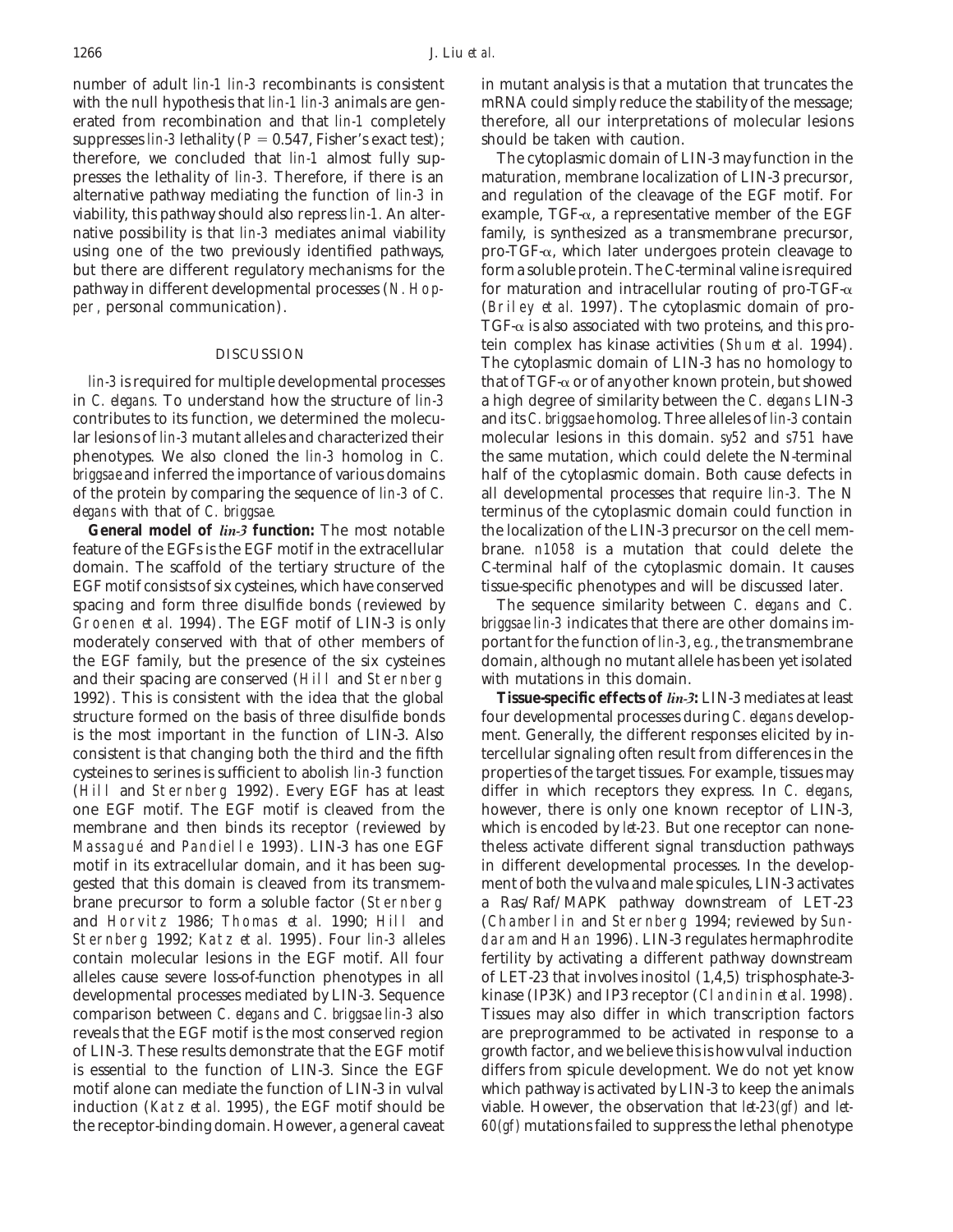number of adult *lin-1 lin-3* recombinants is consistent with the null hypothesis that *lin-1 lin-3* animals are generated from recombination and that *lin-1* completely suppresses *lin-3* lethality ($P = 0.547$, Fisher's exact test); therefore, we concluded that *lin-1* almost fully suppresses the lethality of *lin-3*. Therefore, if there is an alternative pathway mediating the function of *lin-3* in viability, this pathway should also repress *lin-1*. An alternative possibility is that *lin-3* mediates animal viability using one of the two previously identified pathways, but there are different regulatory mechanisms for the pathway in different developmental processes (N. Hopper, personal communication).

## DISCUSSION

*lin-3* is required for multiple developmental processes in *C. elegans*. To understand how the structure of *lin-3* contributes to its function, we determined the molecular lesions of *lin-3* mutant alleles and characterized their phenotypes. We also cloned the *lin-3* homolog in *C. briggsae* and inferred the importance of various domains of the protein by comparing the sequence of *lin-3* of *C. elegans* with that of *C. briggsae*.

**General model of *lin-3* function:** The most notable feature of the EGFs is the EGF motif in the extracellular domain. The scaffold of the tertiary structure of the EGF motif consists of six cysteines, which have conserved spacing and form three disulfide bonds (reviewed by Groenen *et al.* 1994). The EGF motif of LIN-3 is only moderately conserved with that of other members of the EGF family, but the presence of the six cysteines and their spacing are conserved (Hill and Sternberg 1992). This is consistent with the idea that the global structure formed on the basis of three disulfide bonds is the most important in the function of LIN-3. Also consistent is that changing both the third and the fifth cysteines to serines is sufficient to abolish *lin-3* function (Hill and Sternberg 1992). Every EGF has at least one EGF motif. The EGF motif is cleaved from the membrane and then binds its receptor (reviewed by Massagué and Pandiella 1993). LIN-3 has one EGF motif in its extracellular domain, and it has been suggested that this domain is cleaved from its transmembrane precursor to form a soluble factor (Sternberg and Horvitz 1986; Thomas *et al.* 1990; Hill and Sternberg 1992; Katz *et al.* 1995). Four *lin-3* alleles contain molecular lesions in the EGF motif. All four alleles cause severe loss-of-function phenotypes in all developmental processes mediated by LIN-3. Sequence comparison between *C. elegans* and *C. briggsae lin-3* also reveals that the EGF motif is the most conserved region of LIN-3. These results demonstrate that the EGF motif is essential to the function of LIN-3. Since the EGF motif alone can mediate the function of LIN-3 in vulval induction (Katz *et al.* 1995), the EGF motif should be the receptor-binding domain. However, a general caveat in mutant analysis is that a mutation that truncates the mRNA could simply reduce the stability of the message; therefore, all our interpretations of molecular lesions should be taken with caution.

The cytoplasmic domain of LIN-3 may function in the maturation, membrane localization of LIN-3 precursor, and regulation of the cleavage of the EGF motif. For example, TGF-α, a representative member of the EGF family, is synthesized as a transmembrane precursor, pro-TGF-α, which later undergoes protein cleavage to form a soluble protein. The C-terminal valine is required for maturation and intracellular routing of pro-TGF-α (Briley *et al.* 1997). The cytoplasmic domain of pro-TGF-α is also associated with two proteins, and this protein complex has kinase activities (Shum *et al.* 1994). The cytoplasmic domain of LIN-3 has no homology to that of TGF-α or of any other known protein, but showed a high degree of similarity between the *C. elegans* LIN-3 and its *C. briggsae* homolog. Three alleles of *lin-3* contain molecular lesions in this domain. *sy52* and *s751* have the same mutation, which could delete the N-terminal half of the cytoplasmic domain. Both cause defects in all developmental processes that require *lin-3*. The N terminus of the cytoplasmic domain could function in the localization of the LIN-3 precursor on the cell membrane. *n1058* is a mutation that could delete the C-terminal half of the cytoplasmic domain. It causes tissue-specific phenotypes and will be discussed later.

The sequence similarity between *C. elegans* and *C. briggsae lin-3* indicates that there are other domains important for the function of *lin-3*, *e.g.*, the transmembrane domain, although no mutant allele has been yet isolated with mutations in this domain.

**Tissue-specific effects of *lin-3*:** LIN-3 mediates at least four developmental processes during *C. elegans* development. Generally, the different responses elicited by intercellular signaling often result from differences in the properties of the target tissues. For example, tissues may differ in which receptors they express. In *C. elegans*, however, there is only one known receptor of LIN-3, which is encoded by *let-23*. But one receptor can nonetheless activate different signal transduction pathways in different developmental processes. In the development of both the vulva and male spicules, LIN-3 activates a Ras/Raf/MAPK pathway downstream of LET-23 (Chamberlin and Sternberg 1994; reviewed by Sundaram and Han 1996). LIN-3 regulates hermaphrodite fertility by activating a different pathway downstream of LET-23 that involves inositol (1,4,5) trisphosphate-3-kinase (IP3K) and IP3 receptor (Clandinin *et al.* 1998). Tissues may also differ in which transcription factors are preprogrammed to be activated in response to a growth factor, and we believe this is how vulval induction differs from spicule development. We do not yet know which pathway is activated by LIN-3 to keep the animals viable. However, the observation that *let-23(gf)* and *let-60(gf)* mutations failed to suppress the lethal phenotype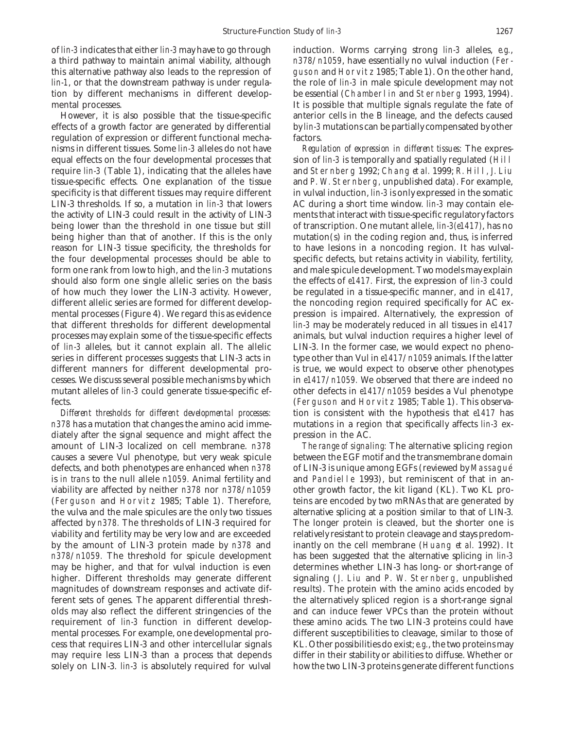of *lin-3* indicates that either *lin-3* may have to go through a third pathway to maintain animal viability, although this alternative pathway also leads to the repression of *lin-1*, or that the downstream pathway is under regulation by different mechanisms in different developmental processes.

However, it is also possible that the tissue-specific effects of a growth factor are generated by differential regulation of expression or different functional mechanisms in different tissues. Some *lin-3* alleles do not have equal effects on the four developmental processes that require *lin-3* (Table 1), indicating that the alleles have tissue-specific effects. One explanation of the tissue specificity is that different tissues may require different LIN-3 thresholds. If so, a mutation in *lin-3* that lowers the activity of LIN-3 could result in the activity of LIN-3 being lower than the threshold in one tissue but still being higher than that of another. If this is the only reason for LIN-3 tissue specificity, the thresholds for the four developmental processes should be able to form one rank from low to high, and the *lin-3* mutations should also form one single allelic series on the basis of how much they lower the LIN-3 activity. However, different allelic series are formed for different developmental processes (Figure 4). We regard this as evidence that different thresholds for different developmental processes may explain some of the tissue-specific effects of *lin-3* alleles, but it cannot explain all. The allelic series in different processes suggests that LIN-3 acts in different manners for different developmental processes. We discuss several possible mechanisms by which mutant alleles of *lin-3* could generate tissue-specific effects.

*Different thresholds for different developmental processes: n378* has a mutation that changes the amino acid immediately after the signal sequence and might affect the amount of LIN-3 localized on cell membrane. *n378* causes a severe Vul phenotype, but very weak spicule defects, and both phenotypes are enhanced when *n378* is *in trans* to the null allele *n1059*. Animal fertility and viability are affected by neither *n378* nor *n378/n1059* (Ferguson and Horvitz 1985; Table 1). Therefore, the vulva and the male spicules are the only two tissues affected by *n378*. The thresholds of LIN-3 required for viability and fertility may be very low and are exceeded by the amount of LIN-3 protein made by *n378* and *n378/n1059*. The threshold for spicule development may be higher, and that for vulval induction is even higher. Different thresholds may generate different magnitudes of downstream responses and activate different sets of genes. The apparent differential thresholds may also reflect the different stringencies of the requirement of *lin-3* function in different developmental processes. For example, one developmental process that requires LIN-3 and other intercellular signals may require less LIN-3 than a process that depends solely on LIN-3. *lin-3* is absolutely required for vulval induction. Worms carrying strong *lin-3* alleles, *e.g.*, *n378/n1059*, have essentially no vulval induction (Ferguson and Horvitz 1985; Table 1). On the other hand, the role of *lin-3* in male spicule development may not be essential (Chamberlin and Sternberg 1993, 1994). It is possible that multiple signals regulate the fate of anterior cells in the B lineage, and the defects caused by *lin-3* mutations can be partially compensated by other factors.

*Regulation of expression in different tissues:* The expression of *lin-3* is temporally and spatially regulated (Hill and Sternberg 1992; Chang *et al.* 1999; R. Hill, J. Liu and P. W. Sternberg, unpublished data). For example, in vulval induction, *lin-3* is only expressed in the somatic AC during a short time window. *lin-3* may contain elements that interact with tissue-specific regulatory factors of transcription. One mutant allele, *lin-3(e1417)*, has no mutation(s) in the coding region and, thus, is inferred to have lesions in a noncoding region. It has vulval-specific defects, but retains activity in viability, fertility, and male spicule development. Two models may explain the effects of *e1417*. First, the expression of *lin-3* could be regulated in a tissue-specific manner, and in *e1417*, the noncoding region required specifically for AC expression is impaired. Alternatively, the expression of *lin-3* may be moderately reduced in all tissues in *e1417* animals, but vulval induction requires a higher level of LIN-3. In the former case, we would expect no phenotype other than Vul in *e1417/n1059* animals. If the latter is true, we would expect to observe other phenotypes in *e1417/n1059*. We observed that there are indeed no other defects in *e1417/n1059* besides a Vul phenotype (Ferguson and Horvitz 1985; Table 1). This observation is consistent with the hypothesis that *e1417* has mutations in a region that specifically affects *lin-3* expression in the AC.

*The range of signaling:* The alternative splicing region between the EGF motif and the transmembrane domain of LIN-3 is unique among EGFs (reviewed by Massagué and Pandiella 1993), but reminiscent of that in another growth factor, the kit ligand (KL). Two KL proteins are encoded by two mRNAs that are generated by alternative splicing at a position similar to that of LIN-3. The longer protein is cleaved, but the shorter one is relatively resistant to protein cleavage and stays predominantly on the cell membrane (Huang *et al.* 1992). It has been suggested that the alternative splicing in *lin-3* determines whether LIN-3 has long- or short-range of signaling (J. Liu and P. W. Sternberg, unpublished results). The protein with the amino acids encoded by the alternatively spliced region is a short-range signal and can induce fewer VPCs than the protein without these amino acids. The two LIN-3 proteins could have different susceptibilities to cleavage, similar to those of KL. Other possibilities do exist; *e.g.*, the two proteins may differ in their stability or abilities to diffuse. Whether or how the two LIN-3 proteins generate different functions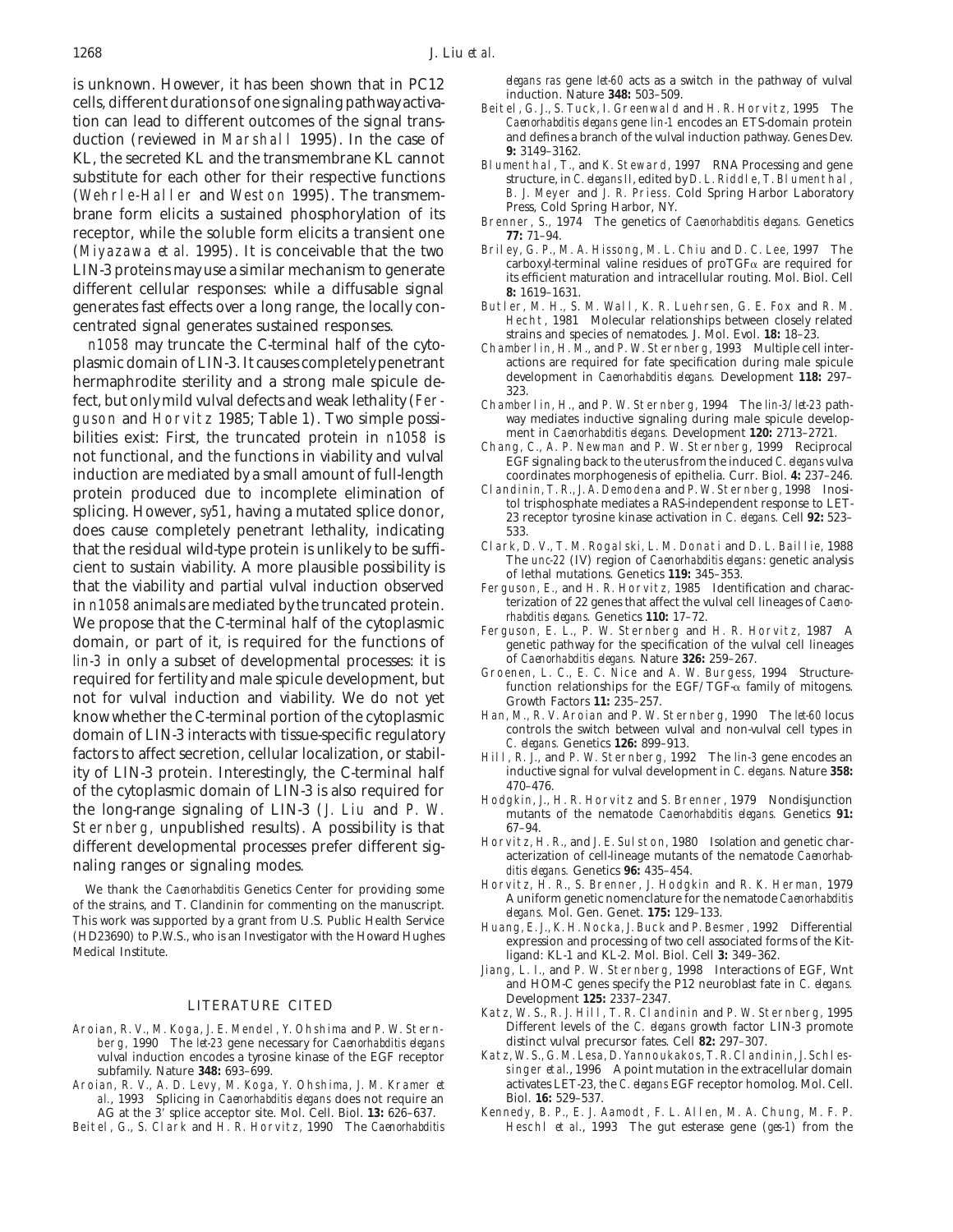is unknown. However, it has been shown that in PC12 cells, different durations of one signaling pathway activation can lead to different outcomes of the signal transduction (reviewed in Marshall 1995). In the case of KL, the secreted KL and the transmembrane KL cannot substitute for each other for their respective functions (Wehrle-Haller and Weston 1995). The transmembrane form elicits a sustained phosphorylation of its receptor, while the soluble form elicits a transient one (Miyazawa *et al.* 1995). It is conceivable that the two LIN-3 proteins may use a similar mechanism to generate different cellular responses: while a diffusable signal generates fast effects over a long range, the locally concentrated signal generates sustained responses.

*n1058* may truncate the C-terminal half of the cytoplasmic domain of LIN-3. It causes completely penetrant hermaphrodite sterility and a strong male spicule defect, but only mild vulval defects and weak lethality (Ferguson and Horvitz 1985; Table 1). Two simple possibilities exist: First, the truncated protein in *n1058* is not functional, and the functions in viability and vulval induction are mediated by a small amount of full-length protein produced due to incomplete elimination of splicing. However, *sy51*, having a mutated splice donor, does cause completely penetrant lethality, indicating that the residual wild-type protein is unlikely to be sufficient to sustain viability. A more plausible possibility is that the viability and partial vulval induction observed in *n1058* animals are mediated by the truncated protein. We propose that the C-terminal half of the cytoplasmic domain, or part of it, is required for the functions of *lin-3* in only a subset of developmental processes: it is required for fertility and male spicule development, but not for vulval induction and viability. We do not yet know whether the C-terminal portion of the cytoplasmic domain of LIN-3 interacts with tissue-specific regulatory factors to affect secretion, cellular localization, or stability of LIN-3 protein. Interestingly, the C-terminal half of the cytoplasmic domain of LIN-3 is also required for the long-range signaling of LIN-3 (J. Liu and P. W. Sternberg, unpublished results). A possibility is that different developmental processes prefer different signaling ranges or signaling modes.

We thank the *Caenorhabditis* Genetics Center for providing some of the strains, and T. Clandinin for commenting on the manuscript. This work was supported by a grant from U.S. Public Health Service (HD23690) to P.W.S., who is an Investigator with the Howard Hughes Medical Institute.

## LITERATURE CITED

Aroian, R. V., M. Koga, J. E. Mendel, Y. Ohshima and P. W. Sternberg, 1990 The *let-23* gene necessary for *Caenorhabditis elegans* vulval induction encodes a tyrosine kinase of the EGF receptor subfamily. Nature **348:** 693–699.

Aroian, R. V., A. D. Levy, M. Koga, Y. Ohshima, J. M. Kramer *et al.*, 1993 Splicing in *Caenorhabditis elegans* does not require an AG at the 3′ splice acceptor site. Mol. Cell. Biol. **13:** 626–637.

Beitel, G., S. Clark and H. R. Horvitz, 1990 The *Caenorhabditis elegans ras* gene *let-60* acts as a switch in the pathway of vulval induction. Nature **348:** 503–509.

Beitel, G. J., S. Tuck, I. Greenwald and H. R. Horvitz, 1995 The *Caenorhabditis elegans* gene *lin-1* encodes an ETS-domain protein and defines a branch of the vulval induction pathway. Genes Dev. **9:** 3149–3162.

Blumenthal, T., and K. Steward, 1997 RNA Processing and gene structure, in *C. elegans* II, edited by D. L. Riddle, T. Blumenthal, B. J. Meyer and J. R. Priess. Cold Spring Harbor Laboratory Press, Cold Spring Harbor, NY.

Brenner, S., 1974 The genetics of *Caenorhabditis elegans*. Genetics **77:** 71–94.

Briley, G. P., M. A. Hissong, M. L. Chiu and D. C. Lee, 1997 The carboxyl-terminal valine residues of proTGFα are required for its efficient maturation and intracellular routing. Mol. Biol. Cell **8:** 1619–1631.

Butler, M. H., S. M. Wall, K. R. Luehrsen, G. E. Fox and R. M. Hecht, 1981 Molecular relationships between closely related strains and species of nematodes. J. Mol. Evol. **18:** 18–23.

Chamberlin, H. M., and P. W. Sternberg, 1993 Multiple cell interactions are required for fate specification during male spicule development in *Caenorhabditis elegans*. Development **118:** 297–323.

Chamberlin, H., and P. W. Sternberg, 1994 The *lin-3/let-23* pathway mediates inductive signaling during male spicule development in *Caenorhabditis elegans*. Development **120:** 2713–2721.

Chang, C., A. P. Newman and P. W. Sternberg, 1999 Reciprocal EGF signaling back to the uterus from the induced *C. elegans* vulva coordinates morphogenesis of epithelia. Curr. Biol. **4:** 237–246.

Clandinin, T. R., J. A. Demodena and P. W. Sternberg, 1998 Inositol trisphosphate mediates a RAS-independent response to LET-23 receptor tyrosine kinase activation in *C. elegans*. Cell **92:** 523–533.

Clark, D. V., T. M. Rogalski, L. M. Donati and D. L. Baillie, 1988 The *unc-22* (IV) region of *Caenorhabditis elegans*: genetic analysis of lethal mutations. Genetics **119:** 345–353.

Ferguson, E., and H. R. Horvitz, 1985 Identification and characterization of 22 genes that affect the vulval cell lineages of *Caenorhabditis elegans*. Genetics **110:** 17–72.

Ferguson, E. L., P. W. Sternberg and H. R. Horvitz, 1987 A genetic pathway for the specification of the vulval cell lineages of *Caenorhabditis elegans*. Nature **326:** 259–267.

Groenen, L. C., E. C. Nice and A. W. Burgess, 1994 Structure-function relationships for the EGF/TGF-α family of mitogens. Growth Factors **11:** 235–257.

Han, M., R. V. Aroian and P. W. Sternberg, 1990 The *let-60* locus controls the switch between vulval and non-vulval cell types in *C. elegans*. Genetics **126:** 899–913.

Hill, R. J., and P. W. Sternberg, 1992 The *lin-3* gene encodes an inductive signal for vulval development in *C. elegans*. Nature **358:** 470–476.

Hodgkin, J., H. R. Horvitz and S. Brenner, 1979 Nondisjunction mutants of the nematode *Caenorhabditis elegans*. Genetics **91:** 67–94.

Horvitz, H. R., and J. E. Sulston, 1980 Isolation and genetic characterization of cell-lineage mutants of the nematode *Caenorhabditis elegans*. Genetics **96:** 435–454.

Horvitz, H. R., S. Brenner, J. Hodgkin and R. K. Herman, 1979 A uniform genetic nomenclature for the nematode *Caenorhabditis elegans*. Mol. Gen. Genet. **175:** 129–133.

Huang, E. J., K. H. Nocka, J. Buck and P. Besmer, 1992 Differential expression and processing of two cell associated forms of the Kit-ligand: KL-1 and KL-2. Mol. Biol. Cell **3:** 349–362.

Jiang, L. I., and P. W. Sternberg, 1998 Interactions of EGF, Wnt and HOM-C genes specify the P12 neuroblast fate in *C. elegans*. Development **125:** 2337–2347.

Katz, W. S., R. J. Hill, T. R. Clandinin and P. W. Sternberg, 1995 Different levels of the *C. elegans* growth factor LIN-3 promote distinct vulval precursor fates. Cell **82:** 297–307.

Katz, W. S., G. M. Lesa, D. Yannoukakos, T. R. Clandinin, J. Schlessinger *et al.*, 1996 A point mutation in the extracellular domain activates LET-23, the *C. elegans* EGF receptor homolog. Mol. Cell. Biol. **16:** 529–537.

Kennedy, B. P., E. J. Aamodt, F. L. Allen, M. A. Chung, M. F. P. Heschl *et al.*, 1993 The gut esterase gene (*ges-1*) from the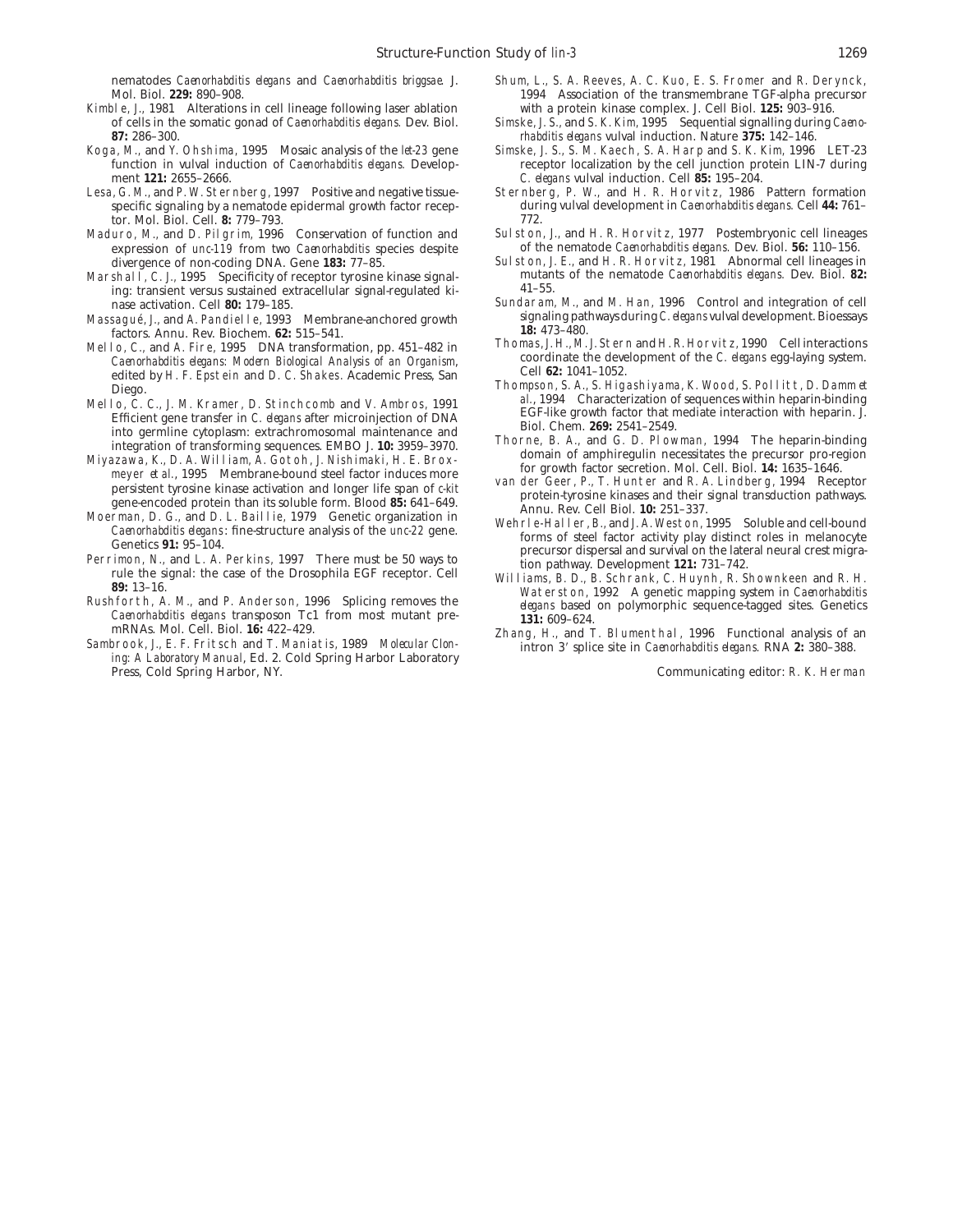nematodes *Caenorhabditis elegans* and *Caenorhabditis briggsae*. J. Mol. Biol. **229:** 890–908.

Kimble, J., 1981 Alterations in cell lineage following laser ablation of cells in the somatic gonad of *Caenorhabditis elegans*. Dev. Biol. **87:** 286–300.

Koga, M., and Y. Ohshima, 1995 Mosaic analysis of the *let-23* gene function in vulval induction of *Caenorhabditis elegans*. Development **121:** 2655–2666.

Lesa, G. M., and P. W. Sternberg, 1997 Positive and negative tissue-specific signaling by a nematode epidermal growth factor receptor. Mol. Biol. Cell. **8:** 779–793.

Maduro, M., and D. Pilgrim, 1996 Conservation of function and expression of *unc-119* from two *Caenorhabditis* species despite divergence of non-coding DNA. Gene **183:** 77–85.

Marshall, C. J., 1995 Specificity of receptor tyrosine kinase signaling: transient versus sustained extracellular signal-regulated kinase activation. Cell **80:** 179–185.

Massagué, J., and A. Pandiella, 1993 Membrane-anchored growth factors. Annu. Rev. Biochem. **62:** 515–541.

Mello, C., and A. Fire, 1995 DNA transformation, pp. 451–482 in *Caenorhabditis elegans: Modern Biological Analysis of an Organism*, edited by H. F. Epstein and D. C. Shakes. Academic Press, San Diego.

Mello, C. C., J. M. Kramer, D. Stinchcomb and V. Ambros, 1991 Efficient gene transfer in *C. elegans* after microinjection of DNA into germline cytoplasm: extrachromosomal maintenance and integration of transforming sequences. EMBO J. **10:** 3959–3970.

Miyazawa, K., D. A. William, A. Gotoh, J. Nishimaki, H. E. Broxmeyer *et al.*, 1995 Membrane-bound steel factor induces more persistent tyrosine kinase activation and longer life span of *c-kit* gene-encoded protein than its soluble form. Blood **85:** 641–649.

Moerman, D. G., and D. L. Baillie, 1979 Genetic organization in *Caenorhabditis elegans*: fine-structure analysis of the *unc-22* gene. Genetics **91:** 95–104.

Perrimon, N., and L. A. Perkins, 1997 There must be 50 ways to rule the signal: the case of the Drosophila EGF receptor. Cell **89:** 13–16.

Rushforth, A. M., and P. Anderson, 1996 Splicing removes the *Caenorhabditis elegans* transposon Tc1 from most mutant pre-mRNAs. Mol. Cell. Biol. **16:** 422–429.

Sambrook, J., E. F. Fritsch and T. Maniatis, 1989 *Molecular Cloning: A Laboratory Manual*, Ed. 2. Cold Spring Harbor Laboratory Press, Cold Spring Harbor, NY.

Shum, L., S. A. Reeves, A. C. Kuo, E. S. Fromer and R. Derynck, 1994 Association of the transmembrane TGF-alpha precursor with a protein kinase complex. J. Cell Biol. **125:** 903–916.

Simske, J. S., and S. K. Kim, 1995 Sequential signalling during *Caenorhabditis elegans* vulval induction. Nature **375:** 142–146.

Simske, J. S., S. M. Kaech, S. A. Harp and S. K. Kim, 1996 LET-23 receptor localization by the cell junction protein LIN-7 during *C. elegans* vulval induction. Cell **85:** 195–204.

Sternberg, P. W., and H. R. Horvitz, 1986 Pattern formation during vulval development in *Caenorhabditis elegans*. Cell **44:** 761–772.

Sulston, J., and H. R. Horvitz, 1977 Postembryonic cell lineages of the nematode *Caenorhabditis elegans*. Dev. Biol. **56:** 110–156.

Sulston, J. E., and H. R. Horvitz, 1981 Abnormal cell lineages in mutants of the nematode *Caenorhabditis elegans*. Dev. Biol. **82:** 41–55.

Sundaram, M., and M. Han, 1996 Control and integration of cell signaling pathways during *C. elegans* vulval development. Bioessays **18:** 473–480.

Thomas, J. H., M. J. Stern and H. R. Horvitz, 1990 Cell interactions coordinate the development of the *C. elegans* egg-laying system. Cell **62:** 1041–1052.

Thompson, S. A., S. Higashiyama, K. Wood, S. Pollitt, D. Dammet *al.*, 1994 Characterization of sequences within heparin-binding EGF-like growth factor that mediate interaction with heparin. J. Biol. Chem. **269:** 2541–2549.

Thorne, B. A., and G. D. Plowman, 1994 The heparin-binding domain of amphiregulin necessitates the precursor pro-region for growth factor secretion. Mol. Cell. Biol. **14:** 1635–1646.

van der Geer, P., T. Hunter and R. A. Lindberg, 1994 Receptor protein-tyrosine kinases and their signal transduction pathways. Annu. Rev. Cell Biol. **10:** 251–337.

Wehrle-Haller, B., and J. A. Weston, 1995 Soluble and cell-bound forms of steel factor activity play distinct roles in melanocyte precursor dispersal and survival on the lateral neural crest migration pathway. Development **121:** 731–742.

Williams, B. D., B. Schrank, C. Huynh, R. Shownkeen and R. H. Waterston, 1992 A genetic mapping system in *Caenorhabditis elegans* based on polymorphic sequence-tagged sites. Genetics **131:** 609–624.

Zhang, H., and T. Blumenthal, 1996 Functional analysis of an intron 3′ splice site in *Caenorhabditis elegans*. RNA **2:** 380–388.

Communicating editor: R. K. Herman